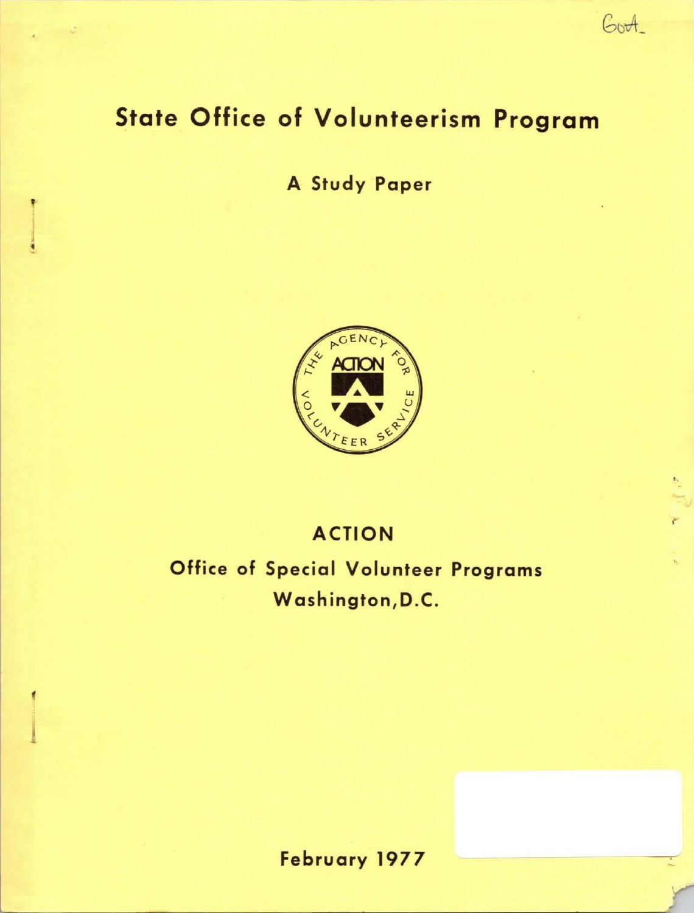# State Office of Volunteerism Program

## A Study Paper

THE AGENCY FOR VOLUNTEER SERVICE
ACTION

## ACTION

### Office of Special Volunteer Programs
### Washington, D.C.

February 1977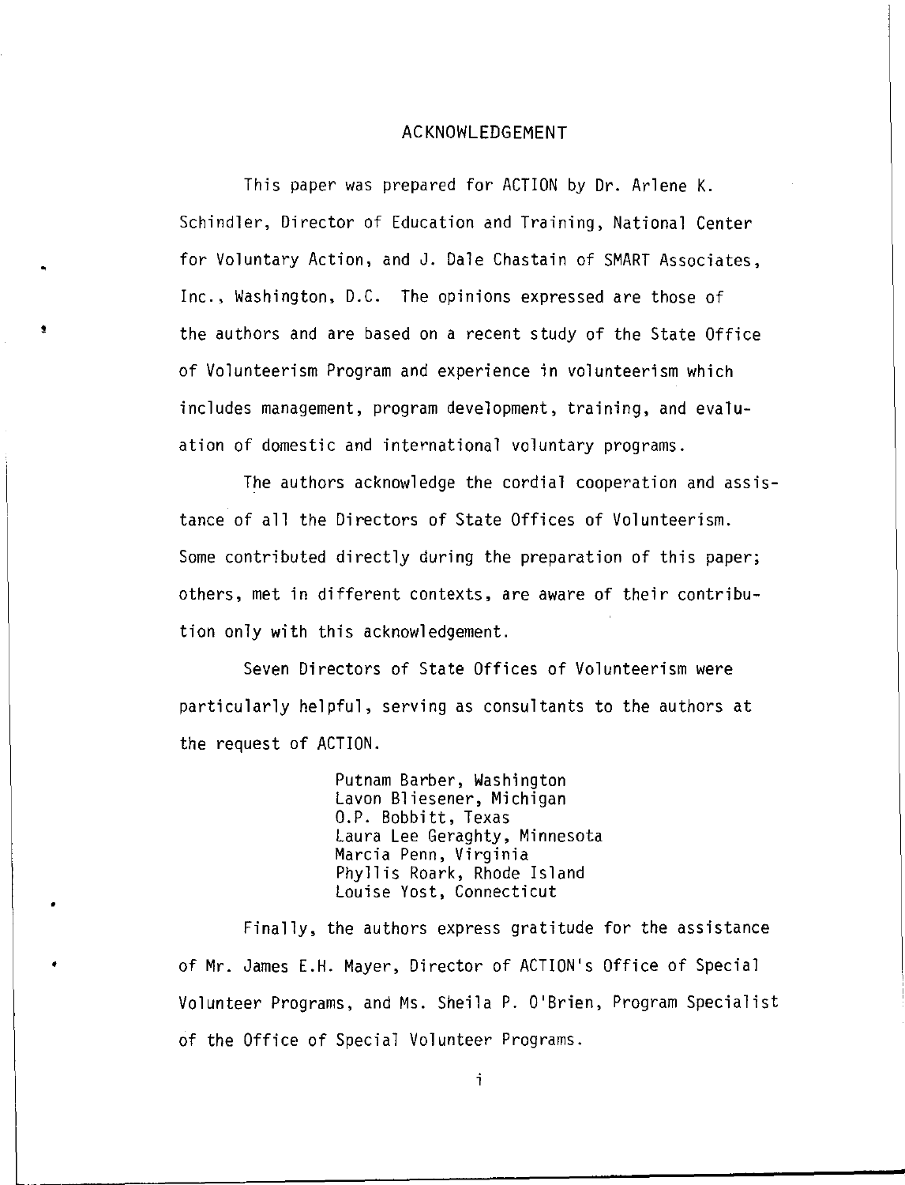# ACKNOWLEDGEMENT

This paper was prepared for ACTION by Dr. Arlene K. Schindler, Director of Education and Training, National Center for Voluntary Action, and J. Dale Chastain of SMART Associates, Inc., Washington, D.C. The opinions expressed are those of the authors and are based on a recent study of the State Office of Volunteerism Program and experience in volunteerism which includes management, program development, training, and evaluation of domestic and international voluntary programs.

The authors acknowledge the cordial cooperation and assistance of all the Directors of State Offices of Volunteerism. Some contributed directly during the preparation of this paper; others, met in different contexts, are aware of their contribution only with this acknowledgement.

Seven Directors of State Offices of Volunteerism were particularly helpful, serving as consultants to the authors at the request of ACTION.

Putnam Barber, Washington
Lavon Bliesener, Michigan
O.P. Bobbitt, Texas
Laura Lee Geraghty, Minnesota
Marcia Penn, Virginia
Phyllis Roark, Rhode Island
Louise Yost, Connecticut

Finally, the authors express gratitude for the assistance of Mr. James E.H. Mayer, Director of ACTION's Office of Special Volunteer Programs, and Ms. Sheila P. O'Brien, Program Specialist of the Office of Special Volunteer Programs.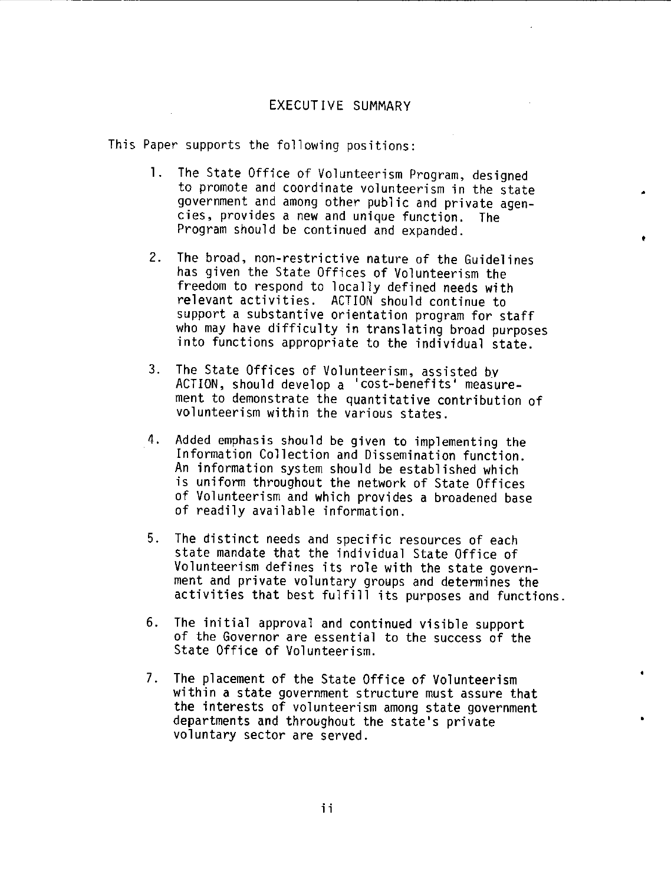# EXECUTIVE SUMMARY

This Paper supports the following positions:

1. The State Office of Volunteerism Program, designed to promote and coordinate volunteerism in the state government and among other public and private agencies, provides a new and unique function. The Program should be continued and expanded.

2. The broad, non-restrictive nature of the Guidelines has given the State Offices of Volunteerism the freedom to respond to locally defined needs with relevant activities. ACTION should continue to support a substantive orientation program for staff who may have difficulty in translating broad purposes into functions appropriate to the individual state.

3. The State Offices of Volunteerism, assisted by ACTION, should develop a 'cost-benefits' measurement to demonstrate the quantitative contribution of volunteerism within the various states.

4. Added emphasis should be given to implementing the Information Collection and Dissemination function. An information system should be established which is uniform throughout the network of State Offices of Volunteerism and which provides a broadened base of readily available information.

5. The distinct needs and specific resources of each state mandate that the individual State Office of Volunteerism defines its role with the state government and private voluntary groups and determines the activities that best fulfill its purposes and functions.

6. The initial approval and continued visible support of the Governor are essential to the success of the State Office of Volunteerism.

7. The placement of the State Office of Volunteerism within a state government structure must assure that the interests of volunteerism among state government departments and throughout the state's private voluntary sector are served.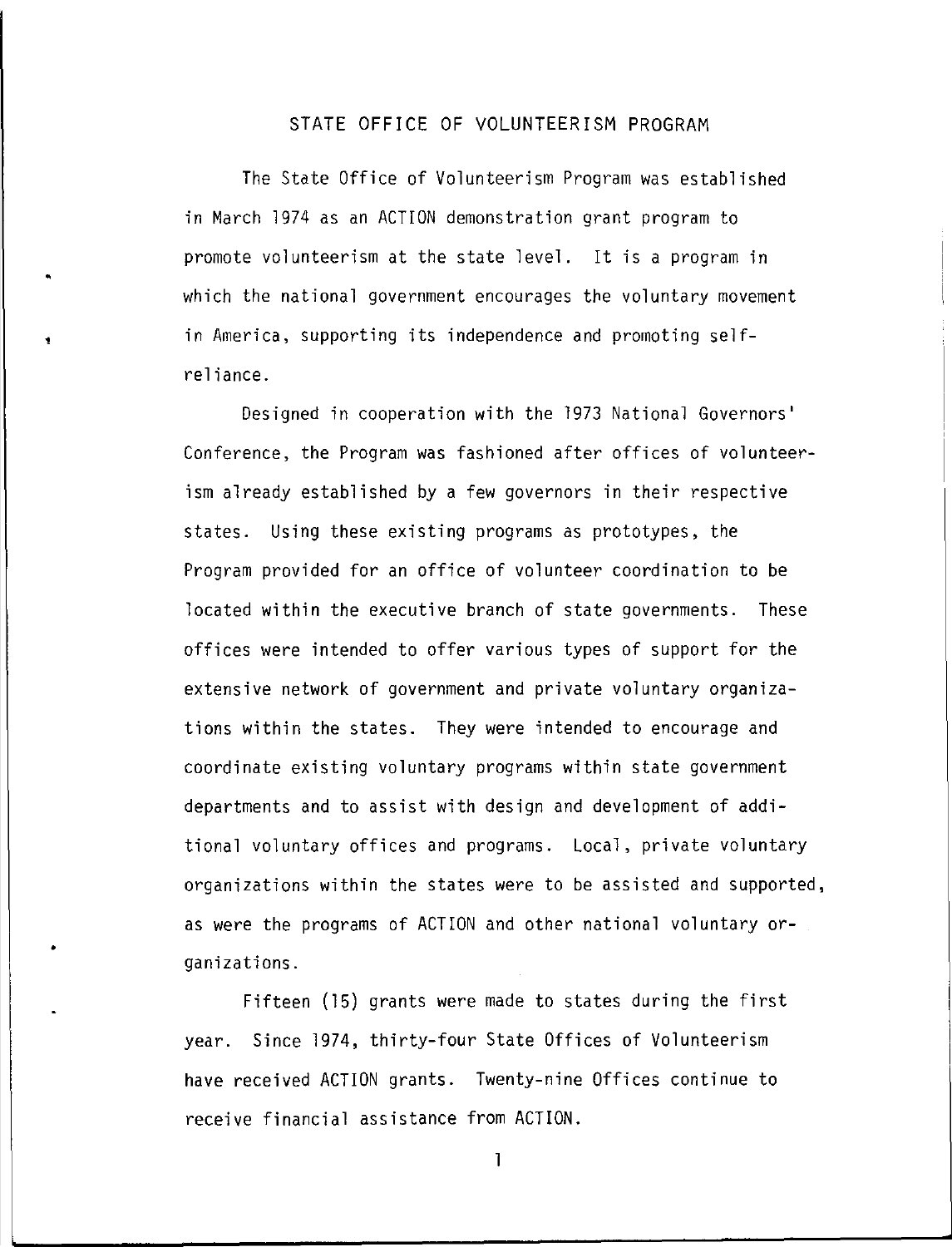# STATE OFFICE OF VOLUNTEERISM PROGRAM

The State Office of Volunteerism Program was established in March 1974 as an ACTION demonstration grant program to promote volunteerism at the state level. It is a program in which the national government encourages the voluntary movement in America, supporting its independence and promoting self-reliance.

Designed in cooperation with the 1973 National Governors' Conference, the Program was fashioned after offices of volunteerism already established by a few governors in their respective states. Using these existing programs as prototypes, the Program provided for an office of volunteer coordination to be located within the executive branch of state governments. These offices were intended to offer various types of support for the extensive network of government and private voluntary organizations within the states. They were intended to encourage and coordinate existing voluntary programs within state government departments and to assist with design and development of additional voluntary offices and programs. Local, private voluntary organizations within the states were to be assisted and supported, as were the programs of ACTION and other national voluntary organizations.

Fifteen (15) grants were made to states during the first year. Since 1974, thirty-four State Offices of Volunteerism have received ACTION grants. Twenty-nine Offices continue to receive financial assistance from ACTION.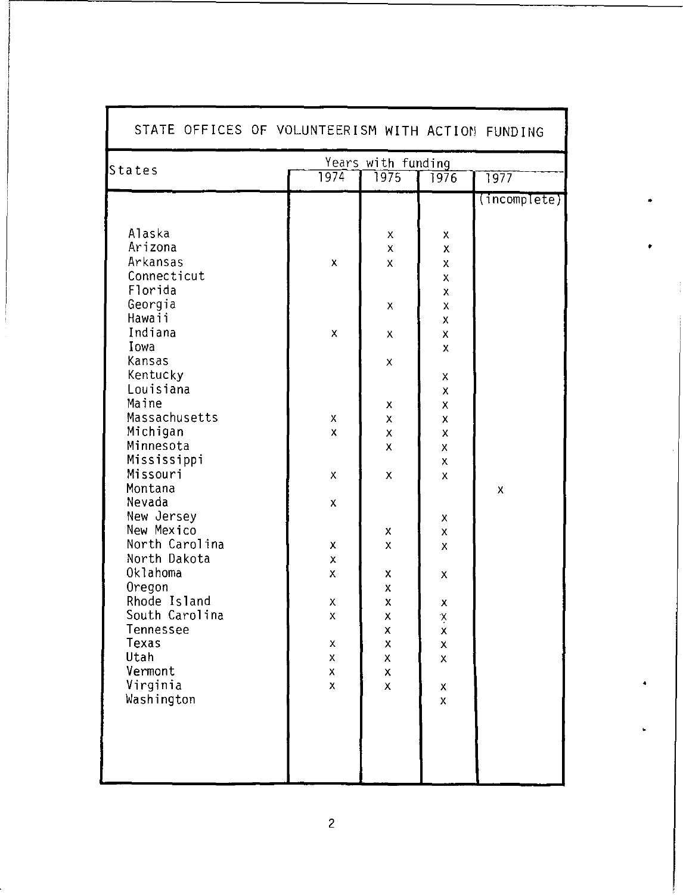## STATE OFFICES OF VOLUNTEERISM WITH ACTION FUNDING

| States | Years with funding | | | |
|---|---|---|---|---|
| | 1974 | 1975 | 1976 | 1977 (incomplete) |
| Alaska | | x | x | |
| Arizona | | x | x | |
| Arkansas | x | x | x | |
| Connecticut | | | x | |
| Florida | | | x | |
| Georgia | | x | x | |
| Hawaii | | | x | |
| Indiana | x | x | x | |
| Iowa | | | x | |
| Kansas | | x | | |
| Kentucky | | | x | |
| Louisiana | | | x | |
| Maine | | x | x | |
| Massachusetts | x | x | x | |
| Michigan | x | x | x | |
| Minnesota | | x | x | |
| Mississippi | | | x | |
| Missouri | x | x | x | |
| Montana | | | | x |
| Nevada | x | | | |
| New Jersey | | | x | |
| New Mexico | | x | x | |
| North Carolina | x | x | x | |
| North Dakota | x | | | |
| Oklahoma | x | x | x | |
| Oregon | | x | | |
| Rhode Island | x | x | x | |
| South Carolina | x | x | x | |
| Tennessee | | x | x | |
| Texas | x | x | x | |
| Utah | x | x | x | |
| Vermont | x | x | | |
| Virginia | x | x | x | |
| Washington | | | x | |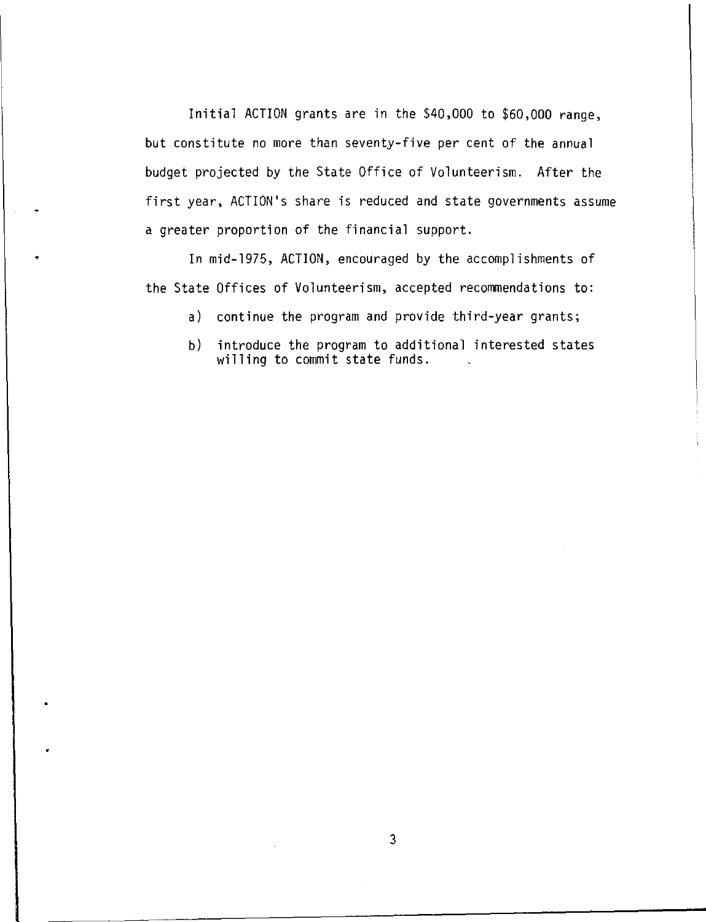Initial ACTION grants are in the $40,000 to $60,000 range, but constitute no more than seventy-five per cent of the annual budget projected by the State Office of Volunteerism. After the first year, ACTION's share is reduced and state governments assume a greater proportion of the financial support.

In mid-1975, ACTION, encouraged by the accomplishments of the State Offices of Volunteerism, accepted recommendations to:

a) continue the program and provide third-year grants;

b) introduce the program to additional interested states willing to commit state funds.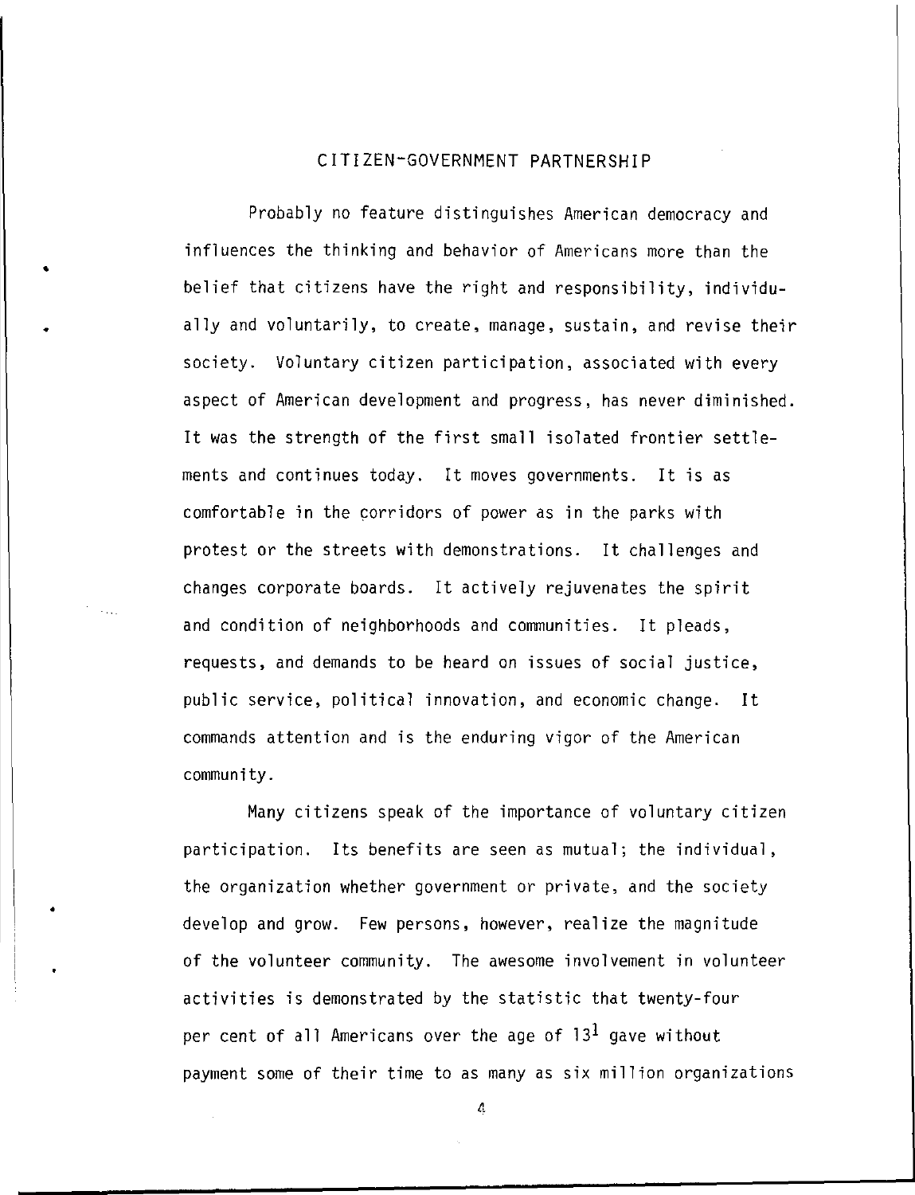## CITIZEN-GOVERNMENT PARTNERSHIP

Probably no feature distinguishes American democracy and influences the thinking and behavior of Americans more than the belief that citizens have the right and responsibility, individually and voluntarily, to create, manage, sustain, and revise their society. Voluntary citizen participation, associated with every aspect of American development and progress, has never diminished. It was the strength of the first small isolated frontier settlements and continues today. It moves governments. It is as comfortable in the corridors of power as in the parks with protest or the streets with demonstrations. It challenges and changes corporate boards. It actively rejuvenates the spirit and condition of neighborhoods and communities. It pleads, requests, and demands to be heard on issues of social justice, public service, political innovation, and economic change. It commands attention and is the enduring vigor of the American community.

Many citizens speak of the importance of voluntary citizen participation. Its benefits are seen as mutual; the individual, the organization whether government or private, and the society develop and grow. Few persons, however, realize the magnitude of the volunteer community. The awesome involvement in volunteer activities is demonstrated by the statistic that twenty-four per cent of all Americans over the age of 13[1] gave without payment some of their time to as many as six million organizations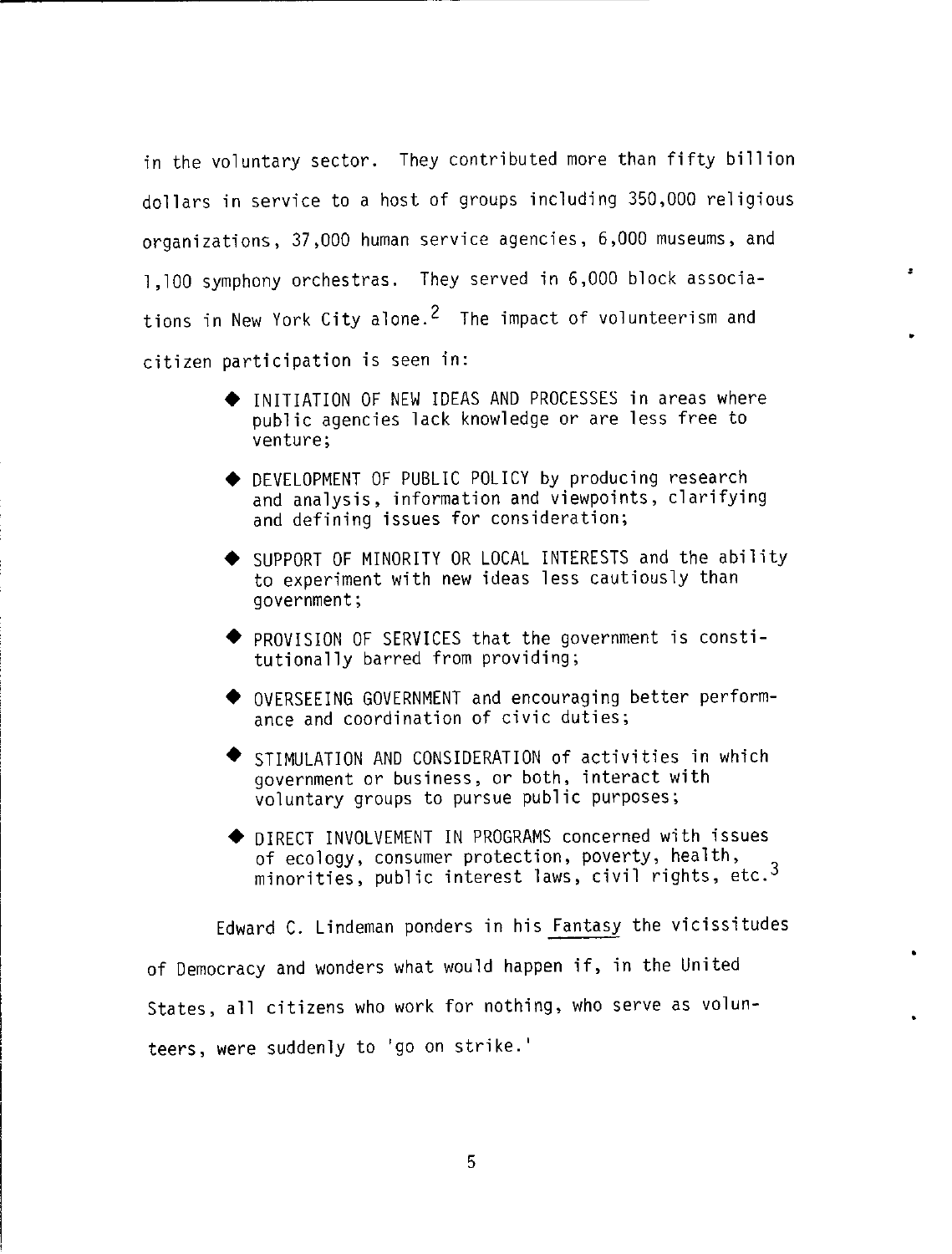in the voluntary sector. They contributed more than fifty billion dollars in service to a host of groups including 350,000 religious organizations, 37,000 human service agencies, 6,000 museums, and 1,100 symphony orchestras. They served in 6,000 block associations in New York City alone.[2] The impact of volunteerism and citizen participation is seen in:

- INITIATION OF NEW IDEAS AND PROCESSES in areas where public agencies lack knowledge or are less free to venture;
- DEVELOPMENT OF PUBLIC POLICY by producing research and analysis, information and viewpoints, clarifying and defining issues for consideration;
- SUPPORT OF MINORITY OR LOCAL INTERESTS and the ability to experiment with new ideas less cautiously than government;
- PROVISION OF SERVICES that the government is constitutionally barred from providing;
- OVERSEEING GOVERNMENT and encouraging better performance and coordination of civic duties;
- STIMULATION AND CONSIDERATION of activities in which government or business, or both, interact with voluntary groups to pursue public purposes;
- DIRECT INVOLVEMENT IN PROGRAMS concerned with issues of ecology, consumer protection, poverty, health, minorities, public interest laws, civil rights, etc.[3]

Edward C. Lindeman ponders in his Fantasy the vicissitudes of Democracy and wonders what would happen if, in the United States, all citizens who work for nothing, who serve as volunteers, were suddenly to 'go on strike.'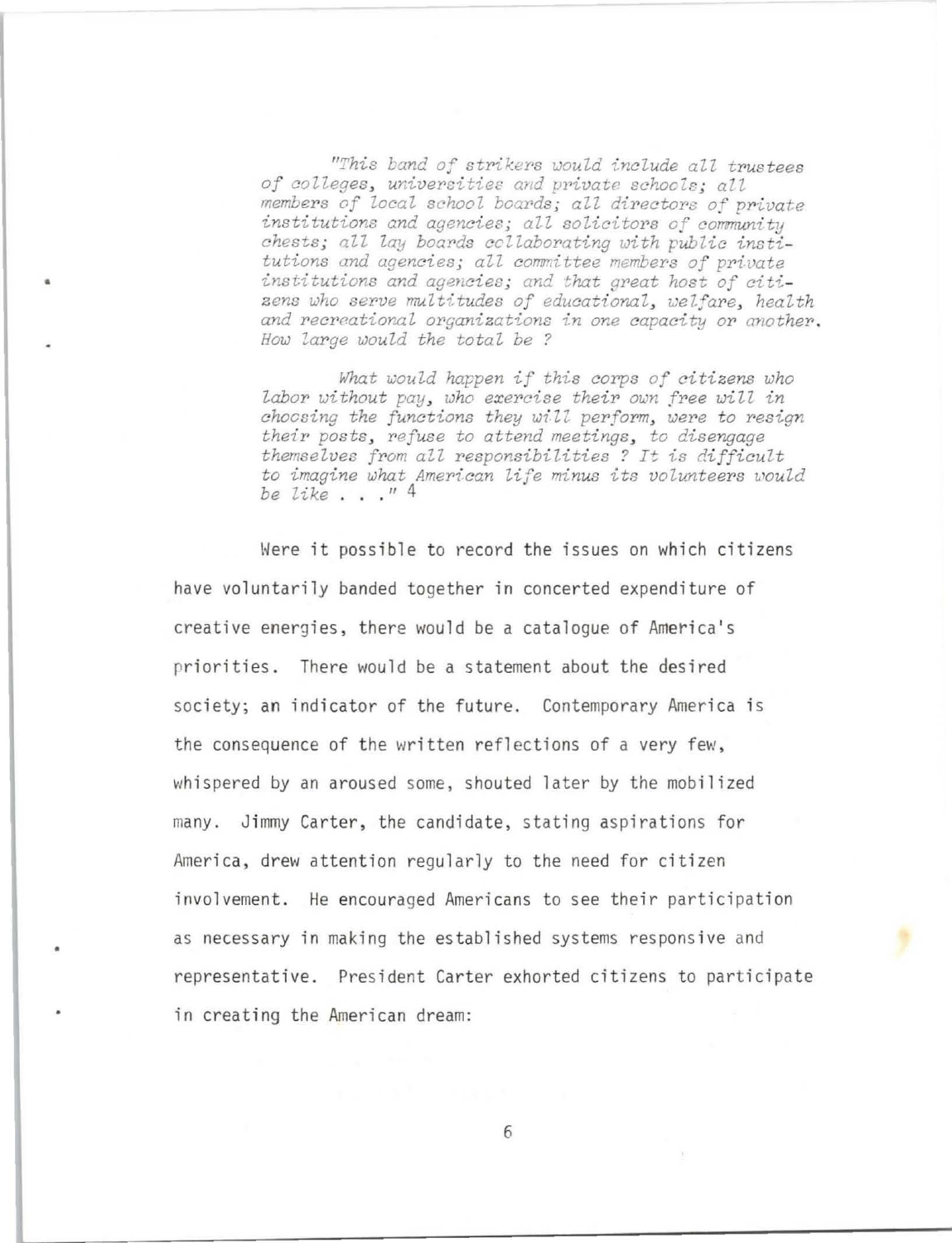*"This band of strikers would include all trustees of colleges, universities and private schools; all members of local school boards; all directors of private institutions and agencies; all solicitors of community chests; all lay boards collaborating with public institutions and agencies; all committee members of private institutions and agencies; and that great host of citizens who serve multitudes of educational, welfare, health and recreational organizations in one capacity or another. How large would the total be ?*

*What would happen if this corps of citizens who labor without pay, who exercise their own free will in choosing the functions they will perform, were to resign their posts, refuse to attend meetings, to disengage themselves from all responsibilities ? It is difficult to imagine what American life minus its volunteers would be like . . ."* [4]

Were it possible to record the issues on which citizens have voluntarily banded together in concerted expenditure of creative energies, there would be a catalogue of America's priorities. There would be a statement about the desired society; an indicator of the future. Contemporary America is the consequence of the written reflections of a very few, whispered by an aroused some, shouted later by the mobilized many. Jimmy Carter, the candidate, stating aspirations for America, drew attention regularly to the need for citizen involvement. He encouraged Americans to see their participation as necessary in making the established systems responsive and representative. President Carter exhorted citizens to participate in creating the American dream: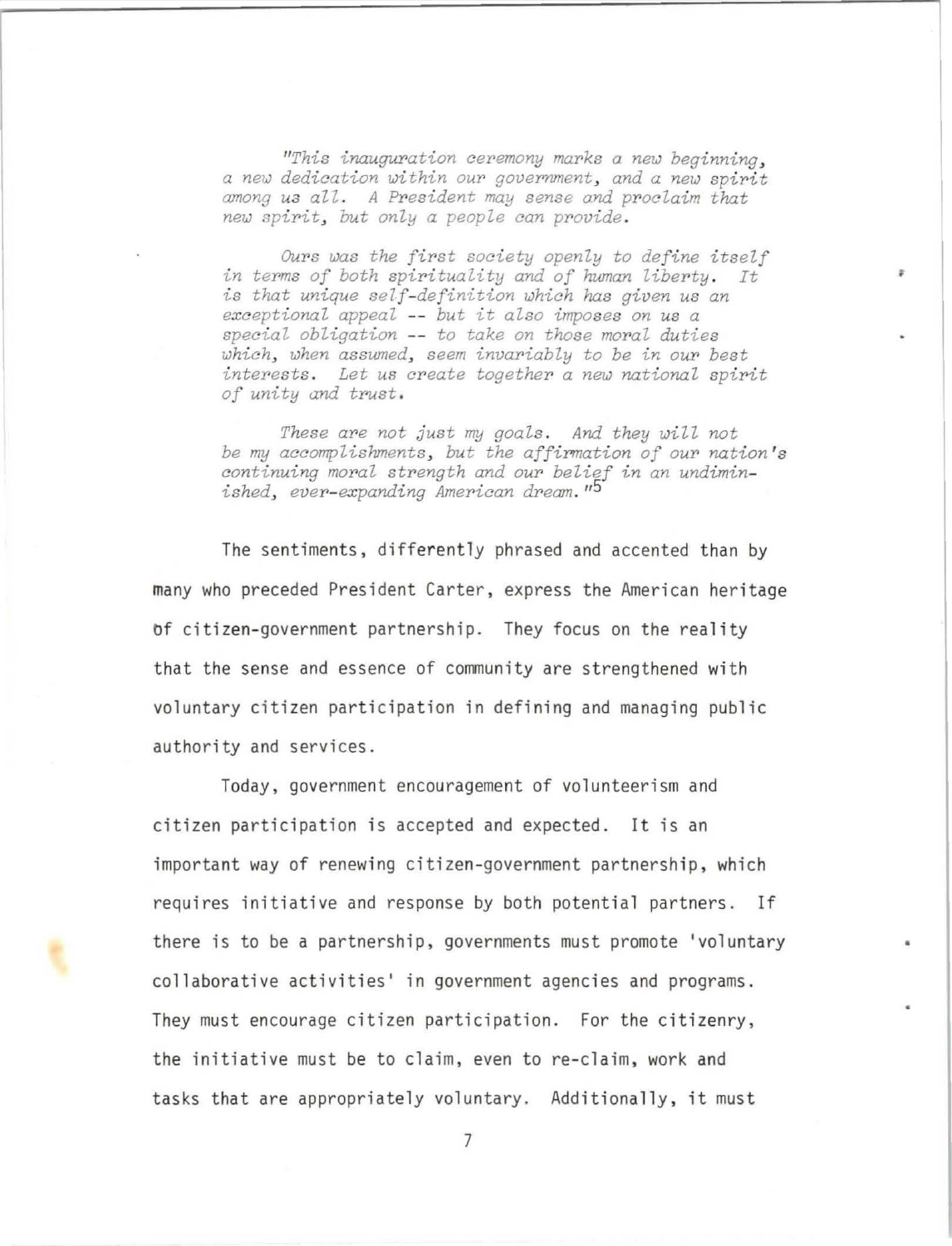*"This inauguration ceremony marks a new beginning, a new dedication within our government, and a new spirit among us all. A President may sense and proclaim that new spirit, but only a people can provide.*

*Ours was the first society openly to define itself in terms of both spirituality and of human liberty. It is that unique self-definition which has given us an exceptional appeal -- but it also imposes on us a special obligation -- to take on those moral duties which, when assumed, seem invariably to be in our best interests. Let us create together a new national spirit of unity and trust.*

*These are not just my goals. And they will not be my accomplishments, but the affirmation of our nation's continuing moral strength and our belief in an undiminished, ever-expanding American dream."*[5]

The sentiments, differently phrased and accented than by many who preceded President Carter, express the American heritage of citizen-government partnership. They focus on the reality that the sense and essence of community are strengthened with voluntary citizen participation in defining and managing public authority and services.

Today, government encouragement of volunteerism and citizen participation is accepted and expected. It is an important way of renewing citizen-government partnership, which requires initiative and response by both potential partners. If there is to be a partnership, governments must promote 'voluntary collaborative activities' in government agencies and programs. They must encourage citizen participation. For the citizenry, the initiative must be to claim, even to re-claim, work and tasks that are appropriately voluntary. Additionally, it must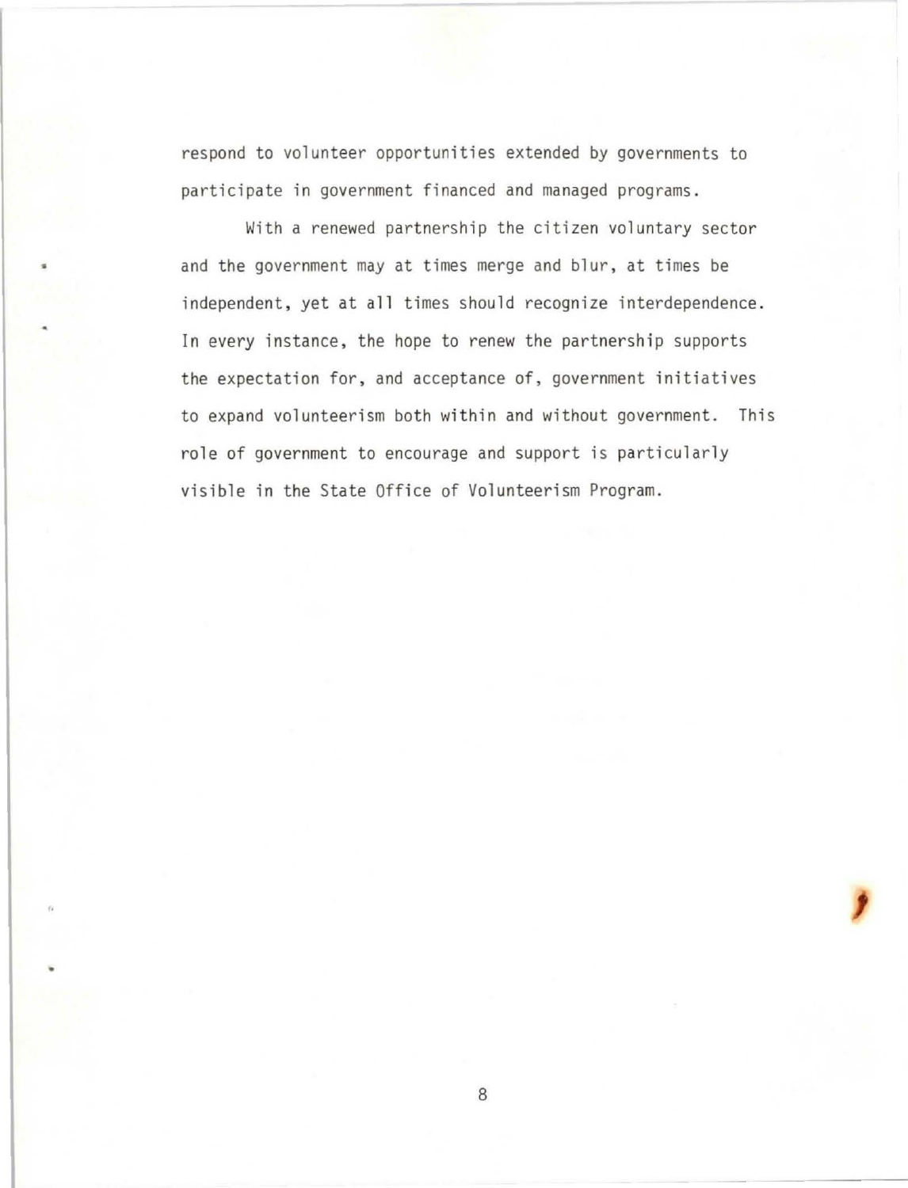respond to volunteer opportunities extended by governments to participate in government financed and managed programs.

With a renewed partnership the citizen voluntary sector and the government may at times merge and blur, at times be independent, yet at all times should recognize interdependence. In every instance, the hope to renew the partnership supports the expectation for, and acceptance of, government initiatives to expand volunteerism both within and without government. This role of government to encourage and support is particularly visible in the State Office of Volunteerism Program.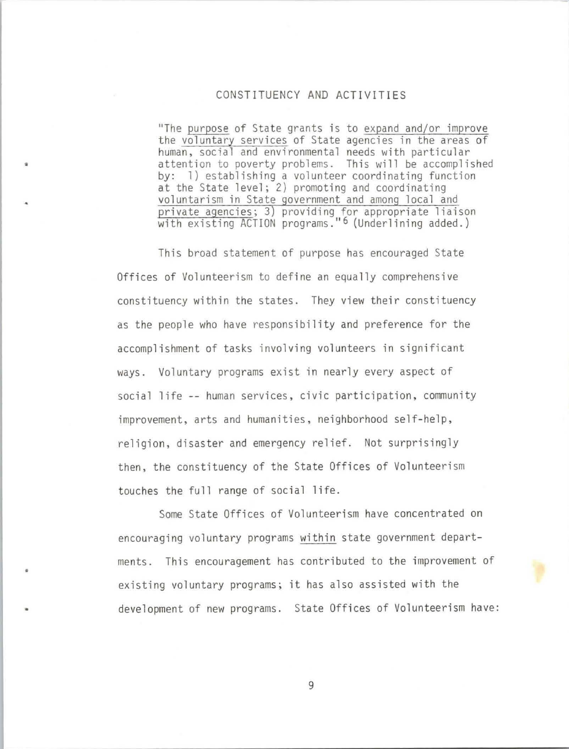## CONSTITUENCY AND ACTIVITIES

> "The purpose of State grants is to expand and/or improve the voluntary services of State agencies in the areas of human, social and environmental needs with particular attention to poverty problems. This will be accomplished by: 1) establishing a volunteer coordinating function at the State level; 2) promoting and coordinating voluntarism in State government and among local and private agencies; 3) providing for appropriate liaison with existing ACTION programs."[6] (Underlining added.)

This broad statement of purpose has encouraged State Offices of Volunteerism to define an equally comprehensive constituency within the states. They view their constituency as the people who have responsibility and preference for the accomplishment of tasks involving volunteers in significant ways. Voluntary programs exist in nearly every aspect of social life -- human services, civic participation, community improvement, arts and humanities, neighborhood self-help, religion, disaster and emergency relief. Not surprisingly then, the constituency of the State Offices of Volunteerism touches the full range of social life.

Some State Offices of Volunteerism have concentrated on encouraging voluntary programs *within* state government departments. This encouragement has contributed to the improvement of existing voluntary programs; it has also assisted with the development of new programs. State Offices of Volunteerism have: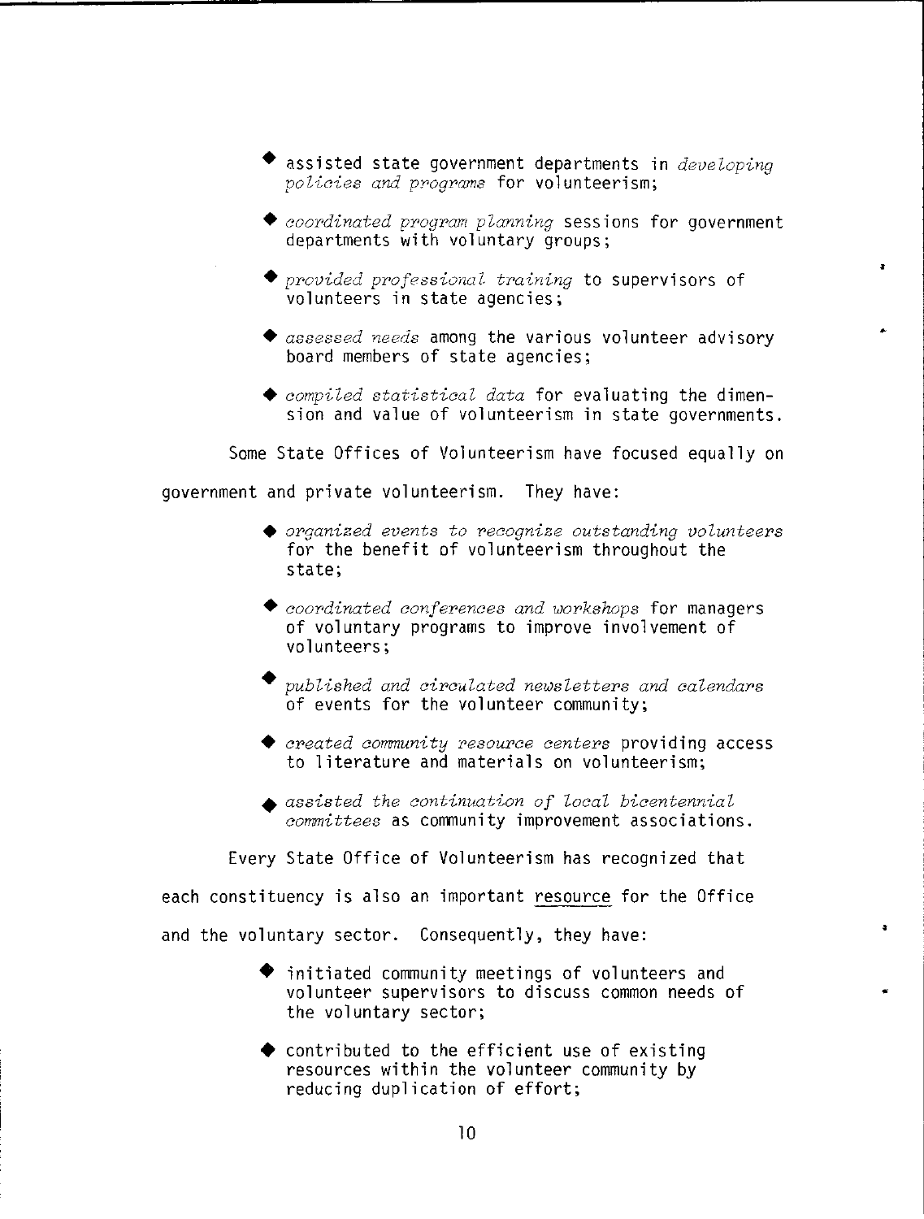- assisted state government departments in *developing policies and programs* for volunteerism;

- *coordinated program planning* sessions for government departments with voluntary groups;

- *provided professional training* to supervisors of volunteers in state agencies;

- *assessed needs* among the various volunteer advisory board members of state agencies;

- *compiled statistical data* for evaluating the dimension and value of volunteerism in state governments.

Some State Offices of Volunteerism have focused equally on government and private volunteerism. They have:

- *organized events to recognize outstanding volunteers* for the benefit of volunteerism throughout the state;

- *coordinated conferences and workshops* for managers of voluntary programs to improve involvement of volunteers;

- *published and circulated newsletters and calendars* of events for the volunteer community;

- *created community resource centers* providing access to literature and materials on volunteerism;

- *assisted the continuation of local bicentennial committees* as community improvement associations.

Every State Office of Volunteerism has recognized that each constituency is also an important <u>resource</u> for the Office and the voluntary sector. Consequently, they have:

- initiated community meetings of volunteers and volunteer supervisors to discuss common needs of the voluntary sector;

- contributed to the efficient use of existing resources within the volunteer community by reducing duplication of effort;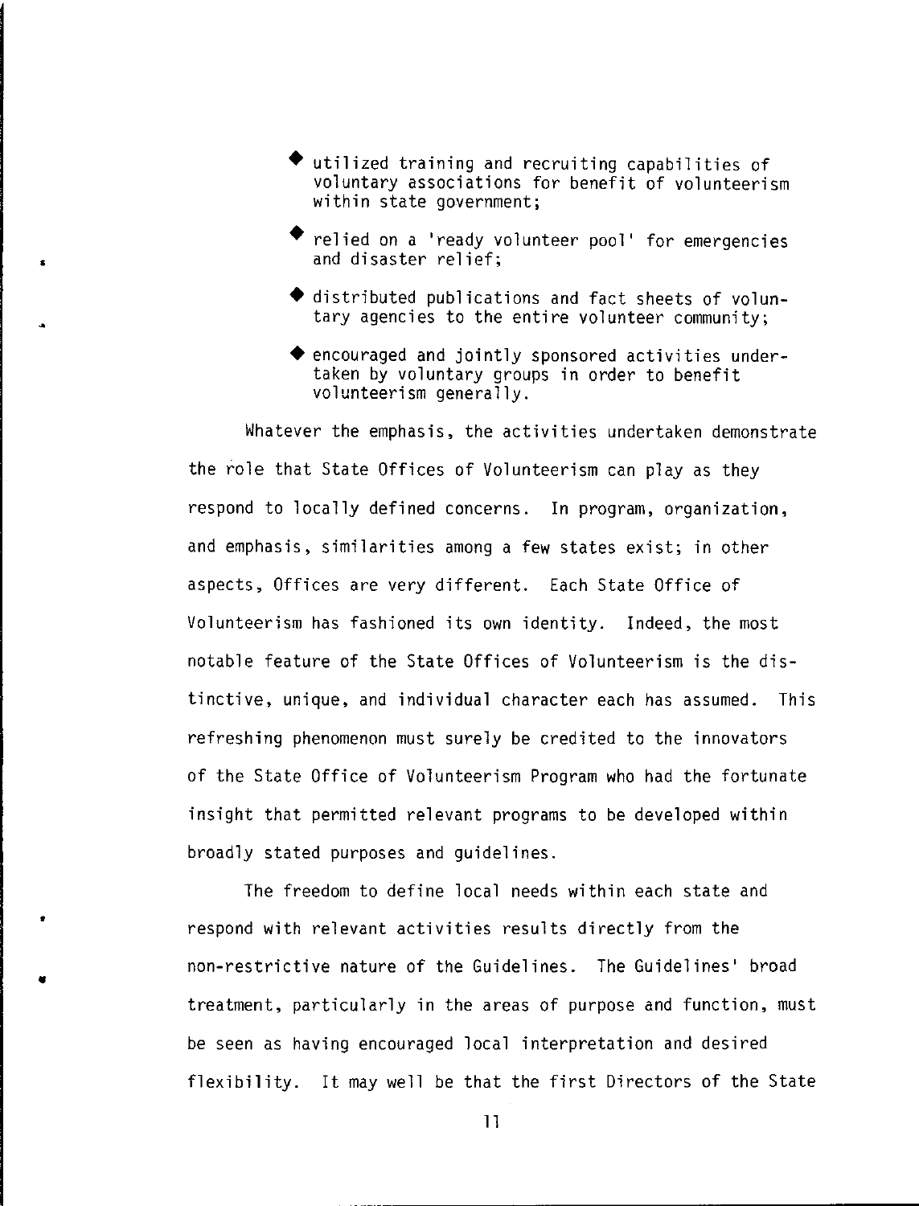- utilized training and recruiting capabilities of voluntary associations for benefit of volunteerism within state government;
- relied on a 'ready volunteer pool' for emergencies and disaster relief;
- distributed publications and fact sheets of voluntary agencies to the entire volunteer community;
- encouraged and jointly sponsored activities undertaken by voluntary groups in order to benefit volunteerism generally.

Whatever the emphasis, the activities undertaken demonstrate the role that State Offices of Volunteerism can play as they respond to locally defined concerns. In program, organization, and emphasis, similarities among a few states exist; in other aspects, Offices are very different. Each State Office of Volunteerism has fashioned its own identity. Indeed, the most notable feature of the State Offices of Volunteerism is the distinctive, unique, and individual character each has assumed. This refreshing phenomenon must surely be credited to the innovators of the State Office of Volunteerism Program who had the fortunate insight that permitted relevant programs to be developed within broadly stated purposes and guidelines.

The freedom to define local needs within each state and respond with relevant activities results directly from the non-restrictive nature of the Guidelines. The Guidelines' broad treatment, particularly in the areas of purpose and function, must be seen as having encouraged local interpretation and desired flexibility. It may well be that the first Directors of the State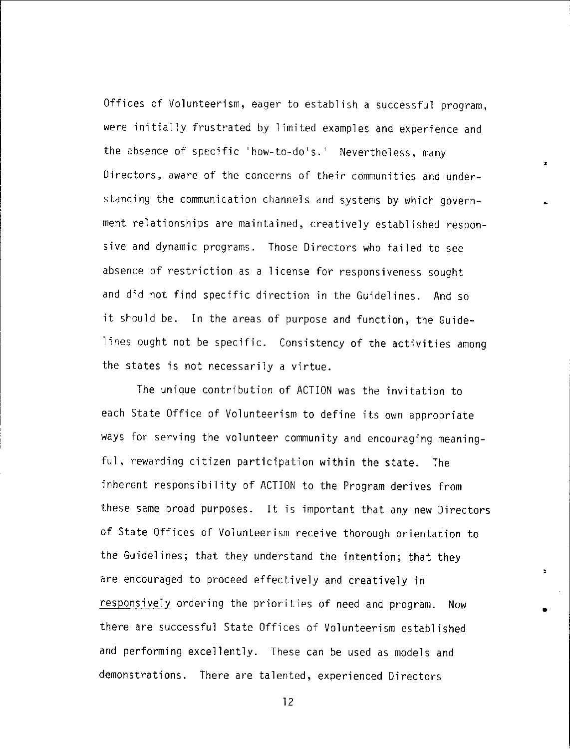Offices of Volunteerism, eager to establish a successful program, were initially frustrated by limited examples and experience and the absence of specific 'how-to-do's.' Nevertheless, many Directors, aware of the concerns of their communities and understanding the communication channels and systems by which government relationships are maintained, creatively established responsive and dynamic programs. Those Directors who failed to see absence of restriction as a license for responsiveness sought and did not find specific direction in the Guidelines. And so it should be. In the areas of purpose and function, the Guidelines ought not be specific. Consistency of the activities among the states is not necessarily a virtue.

The unique contribution of ACTION was the invitation to each State Office of Volunteerism to define its own appropriate ways for serving the volunteer community and encouraging meaningful, rewarding citizen participation within the state. The inherent responsibility of ACTION to the Program derives from these same broad purposes. It is important that any new Directors of State Offices of Volunteerism receive thorough orientation to the Guidelines; that they understand the intention; that they are encouraged to proceed effectively and creatively in <u>responsively</u> ordering the priorities of need and program. Now there are successful State Offices of Volunteerism established and performing excellently. These can be used as models and demonstrations. There are talented, experienced Directors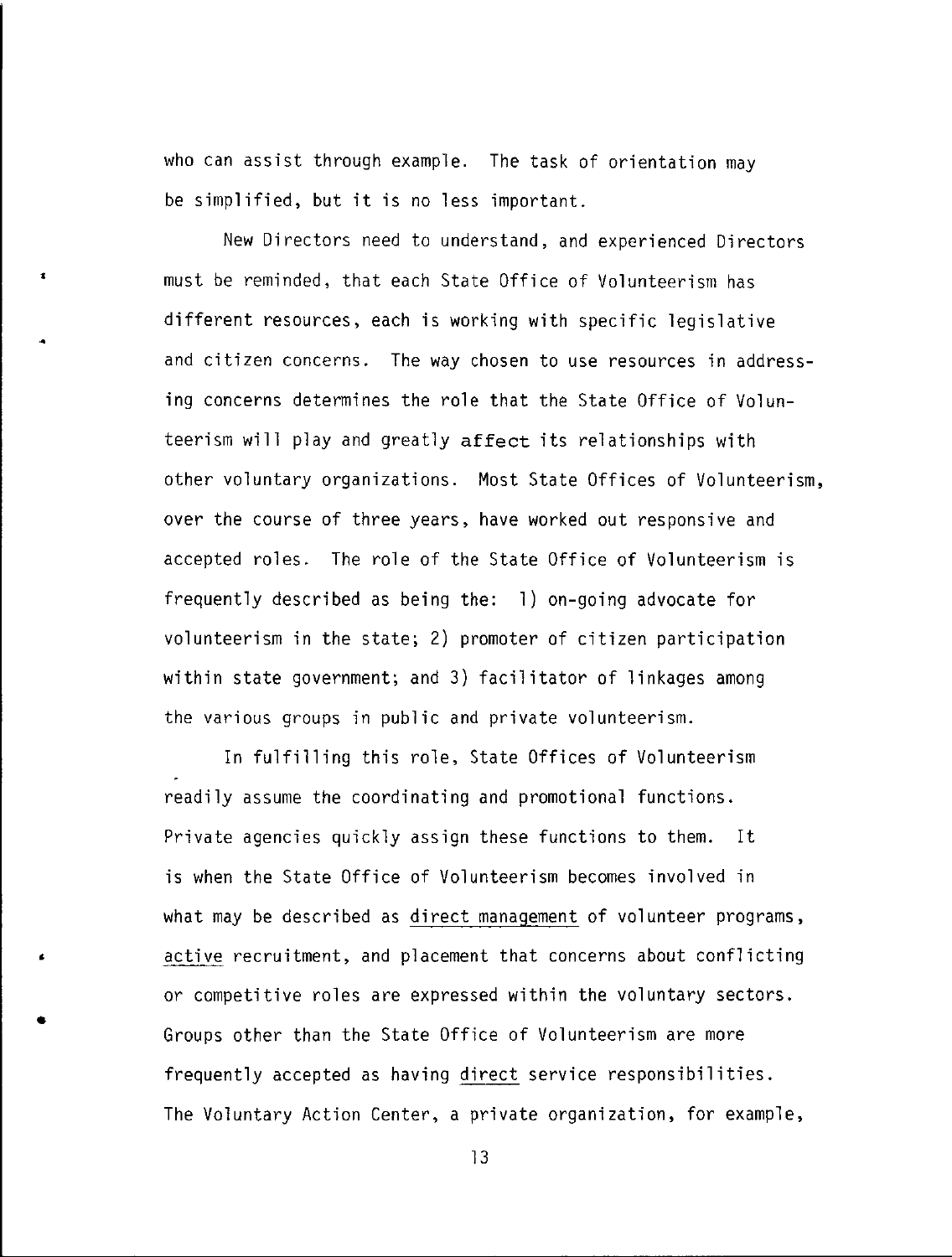who can assist through example. The task of orientation may be simplified, but it is no less important.

New Directors need to understand, and experienced Directors must be reminded, that each State Office of Volunteerism has different resources, each is working with specific legislative and citizen concerns. The way chosen to use resources in addressing concerns determines the role that the State Office of Volunteerism will play and greatly affect its relationships with other voluntary organizations. Most State Offices of Volunteerism, over the course of three years, have worked out responsive and accepted roles. The role of the State Office of Volunteerism is frequently described as being the: 1) on-going advocate for volunteerism in the state; 2) promoter of citizen participation within state government; and 3) facilitator of linkages among the various groups in public and private volunteerism.

In fulfilling this role, State Offices of Volunteerism readily assume the coordinating and promotional functions. Private agencies quickly assign these functions to them. It is when the State Office of Volunteerism becomes involved in what may be described as <u>direct management</u> of volunteer programs, <u>active</u> recruitment, and placement that concerns about conflicting or competitive roles are expressed within the voluntary sectors. Groups other than the State Office of Volunteerism are more frequently accepted as having <u>direct</u> service responsibilities. The Voluntary Action Center, a private organization, for example,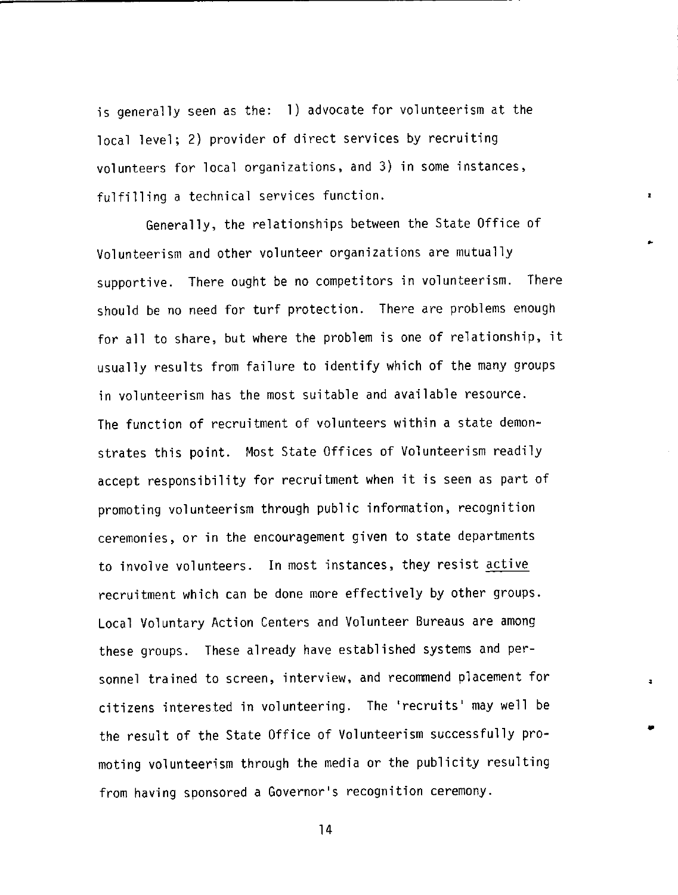is generally seen as the: 1) advocate for volunteerism at the local level; 2) provider of direct services by recruiting volunteers for local organizations, and 3) in some instances, fulfilling a technical services function.

Generally, the relationships between the State Office of Volunteerism and other volunteer organizations are mutually supportive. There ought be no competitors in volunteerism. There should be no need for turf protection. There are problems enough for all to share, but where the problem is one of relationship, it usually results from failure to identify which of the many groups in volunteerism has the most suitable and available resource. The function of recruitment of volunteers within a state demonstrates this point. Most State Offices of Volunteerism readily accept responsibility for recruitment when it is seen as part of promoting volunteerism through public information, recognition ceremonies, or in the encouragement given to state departments to involve volunteers. In most instances, they resist <u>active</u> recruitment which can be done more effectively by other groups. Local Voluntary Action Centers and Volunteer Bureaus are among these groups. These already have established systems and personnel trained to screen, interview, and recommend placement for citizens interested in volunteering. The 'recruits' may well be the result of the State Office of Volunteerism successfully promoting volunteerism through the media or the publicity resulting from having sponsored a Governor's recognition ceremony.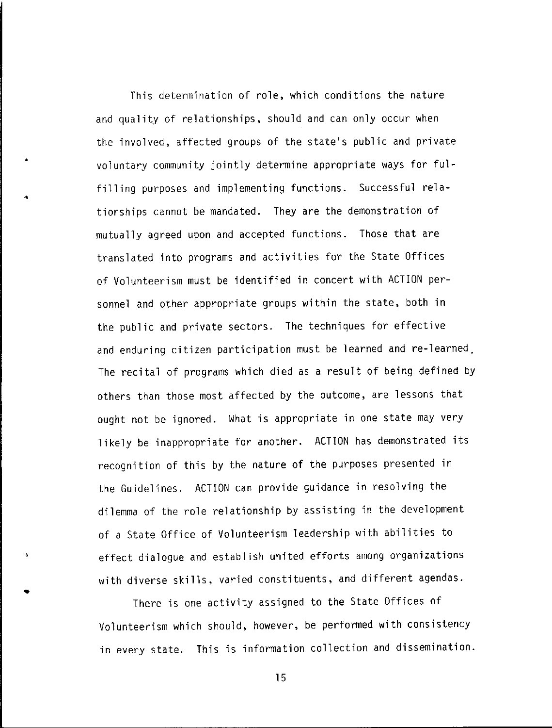This determination of role, which conditions the nature and quality of relationships, should and can only occur when the involved, affected groups of the state's public and private voluntary community jointly determine appropriate ways for fulfilling purposes and implementing functions. Successful relationships cannot be mandated. They are the demonstration of mutually agreed upon and accepted functions. Those that are translated into programs and activities for the State Offices of Volunteerism must be identified in concert with ACTION personnel and other appropriate groups within the state, both in the public and private sectors. The techniques for effective and enduring citizen participation must be learned and re-learned. The recital of programs which died as a result of being defined by others than those most affected by the outcome, are lessons that ought not be ignored. What is appropriate in one state may very likely be inappropriate for another. ACTION has demonstrated its recognition of this by the nature of the purposes presented in the Guidelines. ACTION can provide guidance in resolving the dilemma of the role relationship by assisting in the development of a State Office of Volunteerism leadership with abilities to effect dialogue and establish united efforts among organizations with diverse skills, varied constituents, and different agendas.

There is one activity assigned to the State Offices of Volunteerism which should, however, be performed with consistency in every state. This is information collection and dissemination.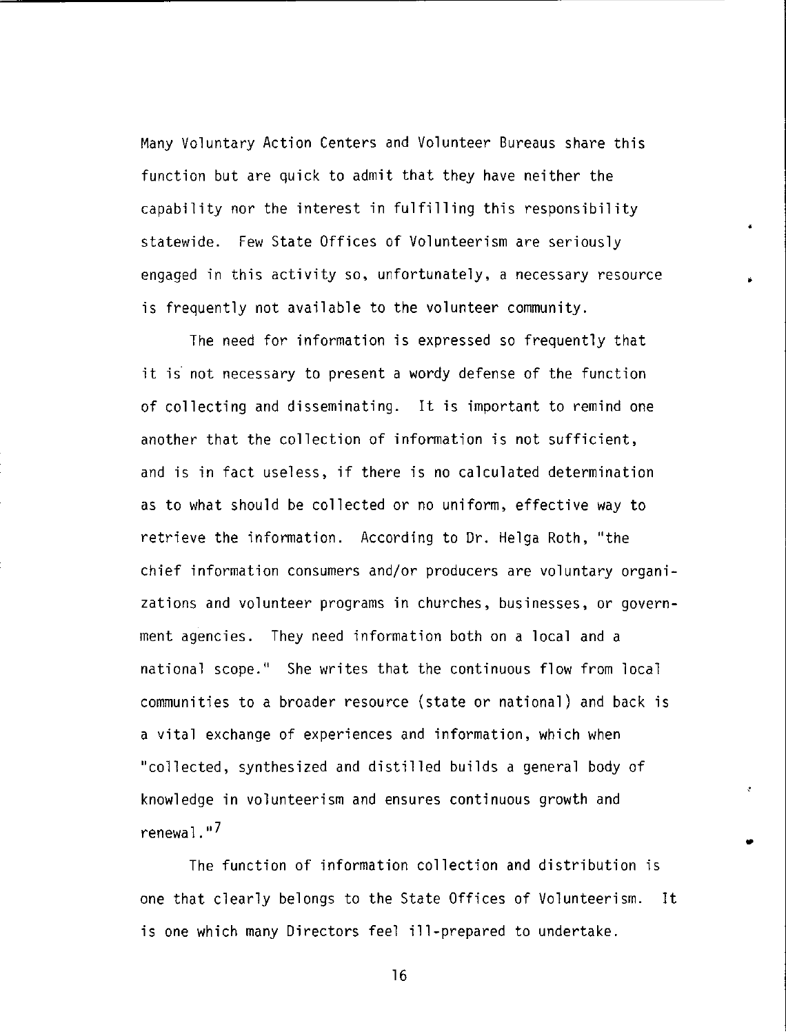Many Voluntary Action Centers and Volunteer Bureaus share this function but are quick to admit that they have neither the capability nor the interest in fulfilling this responsibility statewide. Few State Offices of Volunteerism are seriously engaged in this activity so, unfortunately, a necessary resource is frequently not available to the volunteer community.

The need for information is expressed so frequently that it is not necessary to present a wordy defense of the function of collecting and disseminating. It is important to remind one another that the collection of information is not sufficient, and is in fact useless, if there is no calculated determination as to what should be collected or no uniform, effective way to retrieve the information. According to Dr. Helga Roth, "the chief information consumers and/or producers are voluntary organizations and volunteer programs in churches, businesses, or government agencies. They need information both on a local and a national scope." She writes that the continuous flow from local communities to a broader resource (state or national) and back is a vital exchange of experiences and information, which when "collected, synthesized and distilled builds a general body of knowledge in volunteerism and ensures continuous growth and renewal."[7]

The function of information collection and distribution is one that clearly belongs to the State Offices of Volunteerism. It is one which many Directors feel ill-prepared to undertake.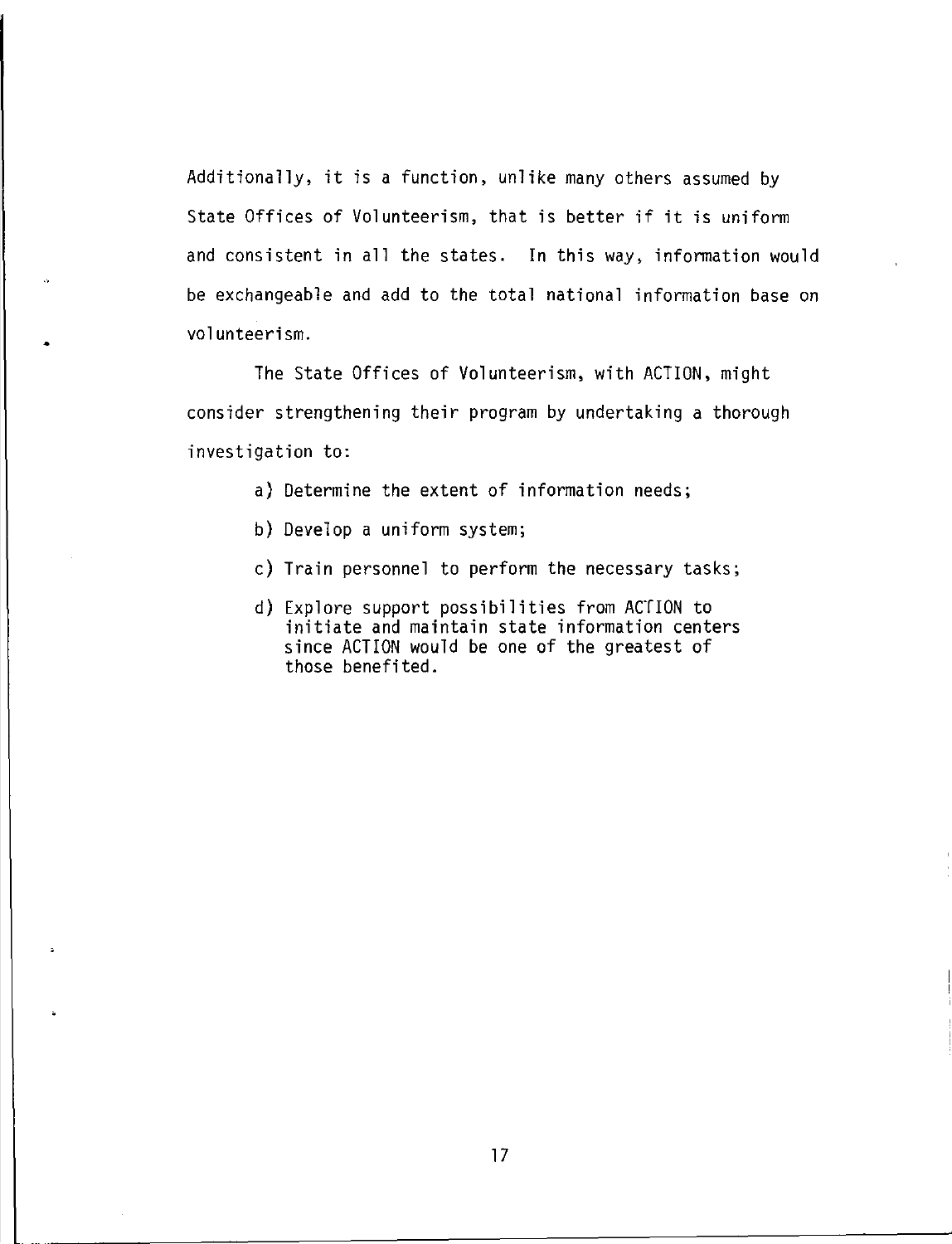Additionally, it is a function, unlike many others assumed by State Offices of Volunteerism, that is better if it is uniform and consistent in all the states. In this way, information would be exchangeable and add to the total national information base on volunteerism.

The State Offices of Volunteerism, with ACTION, might consider strengthening their program by undertaking a thorough investigation to:

a) Determine the extent of information needs;

b) Develop a uniform system;

c) Train personnel to perform the necessary tasks;

d) Explore support possibilities from ACTION to initiate and maintain state information centers since ACTION would be one of the greatest of those benefited.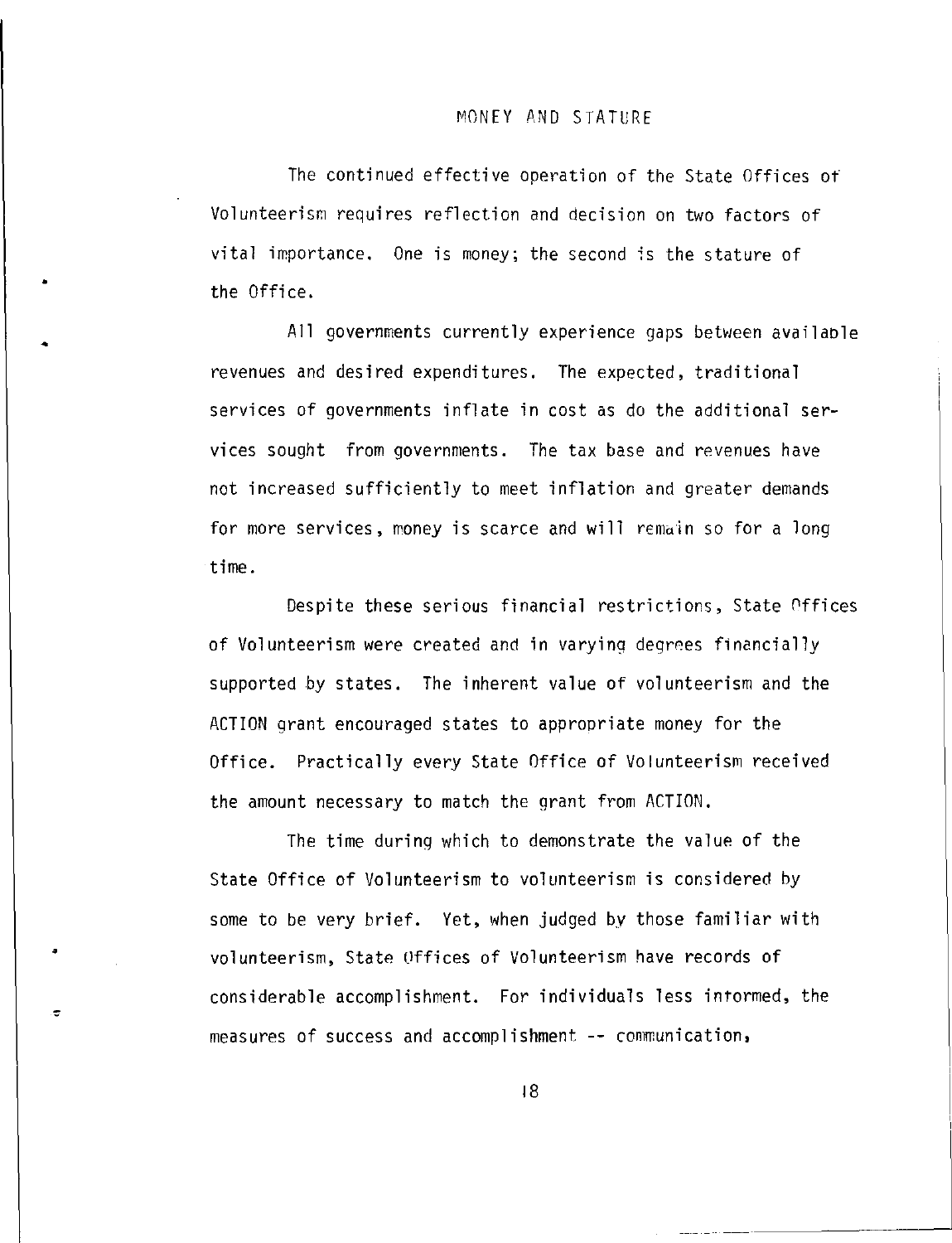## MONEY AND STATURE

The continued effective operation of the State Offices of Volunteerism requires reflection and decision on two factors of vital importance. One is money; the second is the stature of the Office.

All governments currently experience gaps between available revenues and desired expenditures. The expected, traditional services of governments inflate in cost as do the additional services sought from governments. The tax base and revenues have not increased sufficiently to meet inflation and greater demands for more services, money is scarce and will remain so for a long time.

Despite these serious financial restrictions, State Offices of Volunteerism were created and in varying degrees financially supported by states. The inherent value of volunteerism and the ACTION grant encouraged states to appropriate money for the Office. Practically every State Office of Volunteerism received the amount necessary to match the grant from ACTION.

The time during which to demonstrate the value of the State Office of Volunteerism to volunteerism is considered by some to be very brief. Yet, when judged by those familiar with volunteerism, State Offices of Volunteerism have records of considerable accomplishment. For individuals less informed, the measures of success and accomplishment -- communication,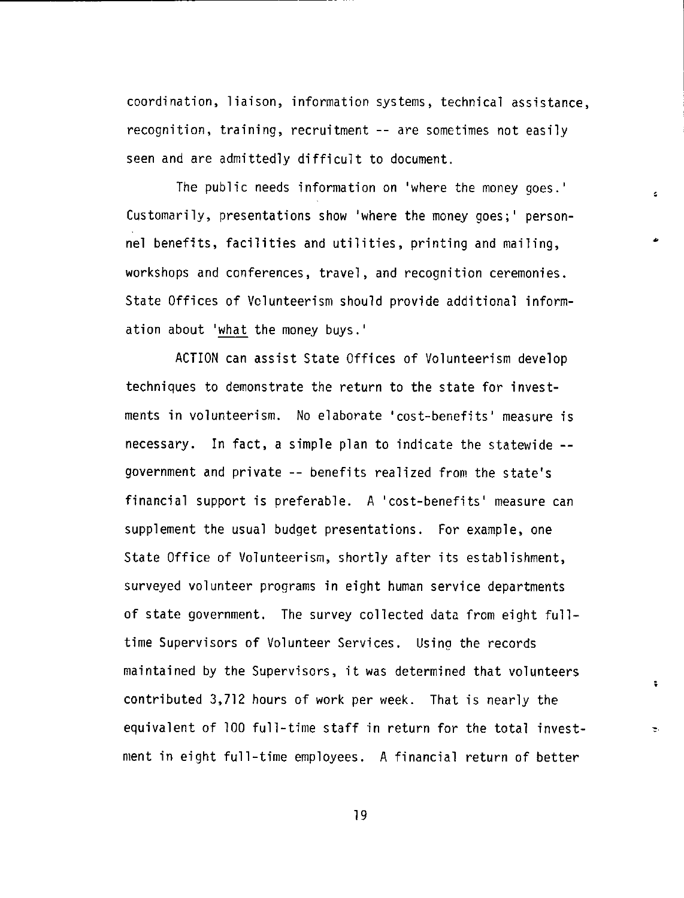coordination, liaison, information systems, technical assistance, recognition, training, recruitment -- are sometimes not easily seen and are admittedly difficult to document.

The public needs information on 'where the money goes.' Customarily, presentations show 'where the money goes;' personnel benefits, facilities and utilities, printing and mailing, workshops and conferences, travel, and recognition ceremonies. State Offices of Volunteerism should provide additional information about '<u>what</u> the money buys.'

ACTION can assist State Offices of Volunteerism develop techniques to demonstrate the return to the state for investments in volunteerism. No elaborate 'cost-benefits' measure is necessary. In fact, a simple plan to indicate the statewide -- government and private -- benefits realized from the state's financial support is preferable. A 'cost-benefits' measure can supplement the usual budget presentations. For example, one State Office of Volunteerism, shortly after its establishment, surveyed volunteer programs in eight human service departments of state government. The survey collected data from eight full-time Supervisors of Volunteer Services. Using the records maintained by the Supervisors, it was determined that volunteers contributed 3,712 hours of work per week. That is nearly the equivalent of 100 full-time staff in return for the total investment in eight full-time employees. A financial return of better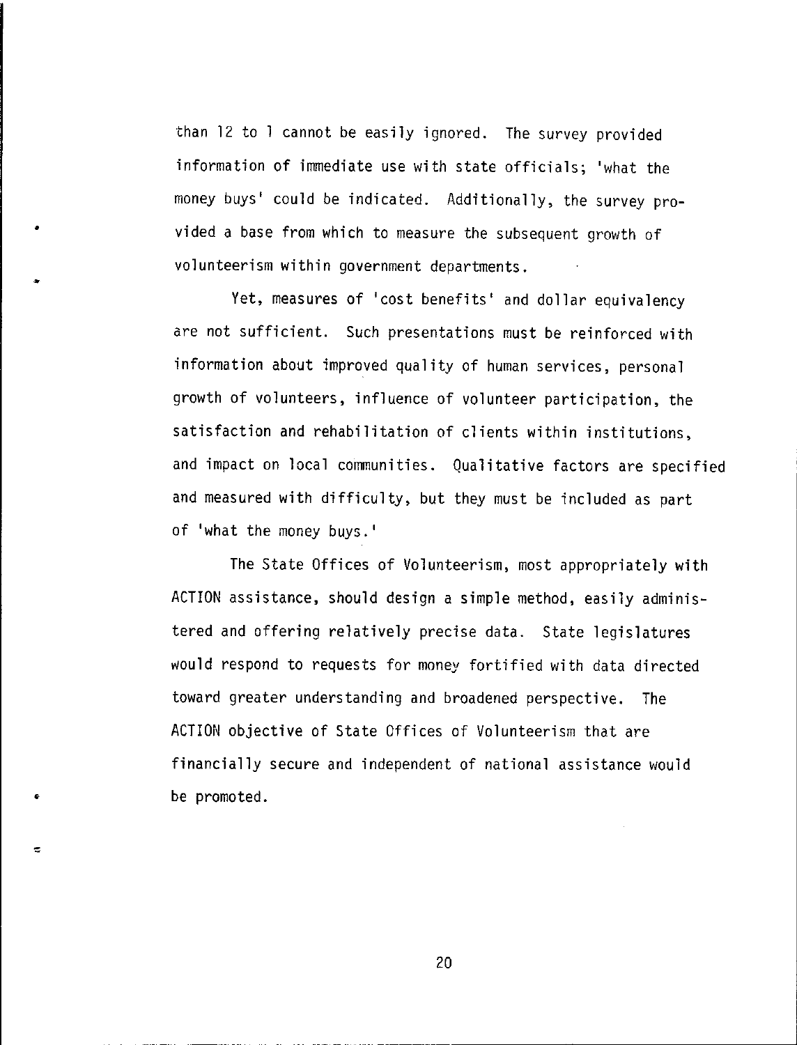than 12 to 1 cannot be easily ignored. The survey provided information of immediate use with state officials; 'what the money buys' could be indicated. Additionally, the survey provided a base from which to measure the subsequent growth of volunteerism within government departments.

Yet, measures of 'cost benefits' and dollar equivalency are not sufficient. Such presentations must be reinforced with information about improved quality of human services, personal growth of volunteers, influence of volunteer participation, the satisfaction and rehabilitation of clients within institutions, and impact on local communities. Qualitative factors are specified and measured with difficulty, but they must be included as part of 'what the money buys.'

The State Offices of Volunteerism, most appropriately with ACTION assistance, should design a simple method, easily administered and offering relatively precise data. State legislatures would respond to requests for money fortified with data directed toward greater understanding and broadened perspective. The ACTION objective of State Offices of Volunteerism that are financially secure and independent of national assistance would be promoted.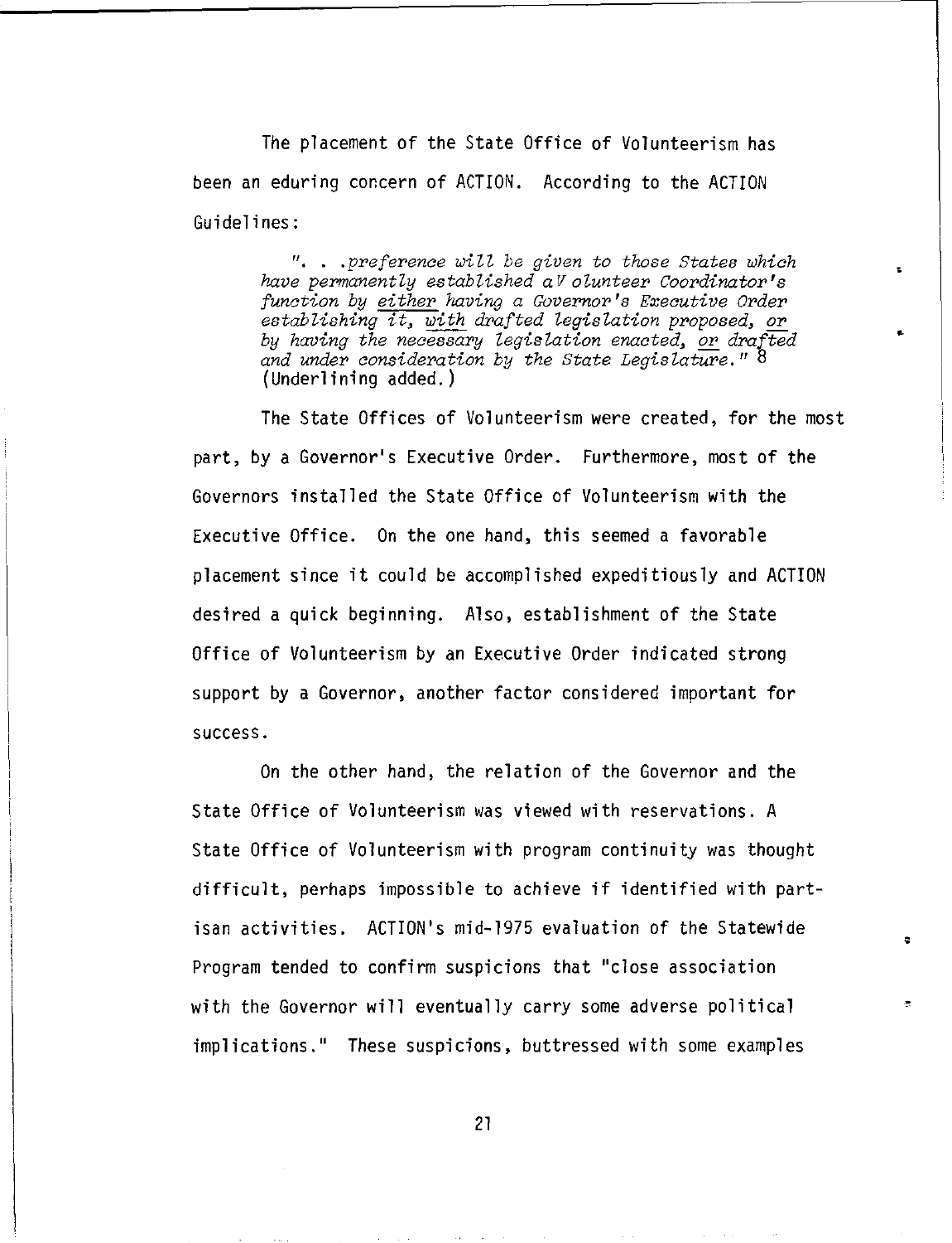The placement of the State Office of Volunteerism has been an eduring concern of ACTION. According to the ACTION Guidelines:

> *". . .preference will be given to those States which have permanently established a Volunteer Coordinator's function by* <u>*either*</u> *having a Governor's Executive Order establishing it,* <u>*with*</u> *drafted legislation proposed,* <u>*or*</u> *by having the necessary legislation enacted,* <u>*or*</u> *drafted and under consideration by the State Legislature."* [8] (Underlining added.)

The State Offices of Volunteerism were created, for the most part, by a Governor's Executive Order. Furthermore, most of the Governors installed the State Office of Volunteerism with the Executive Office. On the one hand, this seemed a favorable placement since it could be accomplished expeditiously and ACTION desired a quick beginning. Also, establishment of the State Office of Volunteerism by an Executive Order indicated strong support by a Governor, another factor considered important for success.

On the other hand, the relation of the Governor and the State Office of Volunteerism was viewed with reservations. A State Office of Volunteerism with program continuity was thought difficult, perhaps impossible to achieve if identified with partisan activities. ACTION's mid-1975 evaluation of the Statewide Program tended to confirm suspicions that "close association with the Governor will eventually carry some adverse political implications." These suspicions, buttressed with some examples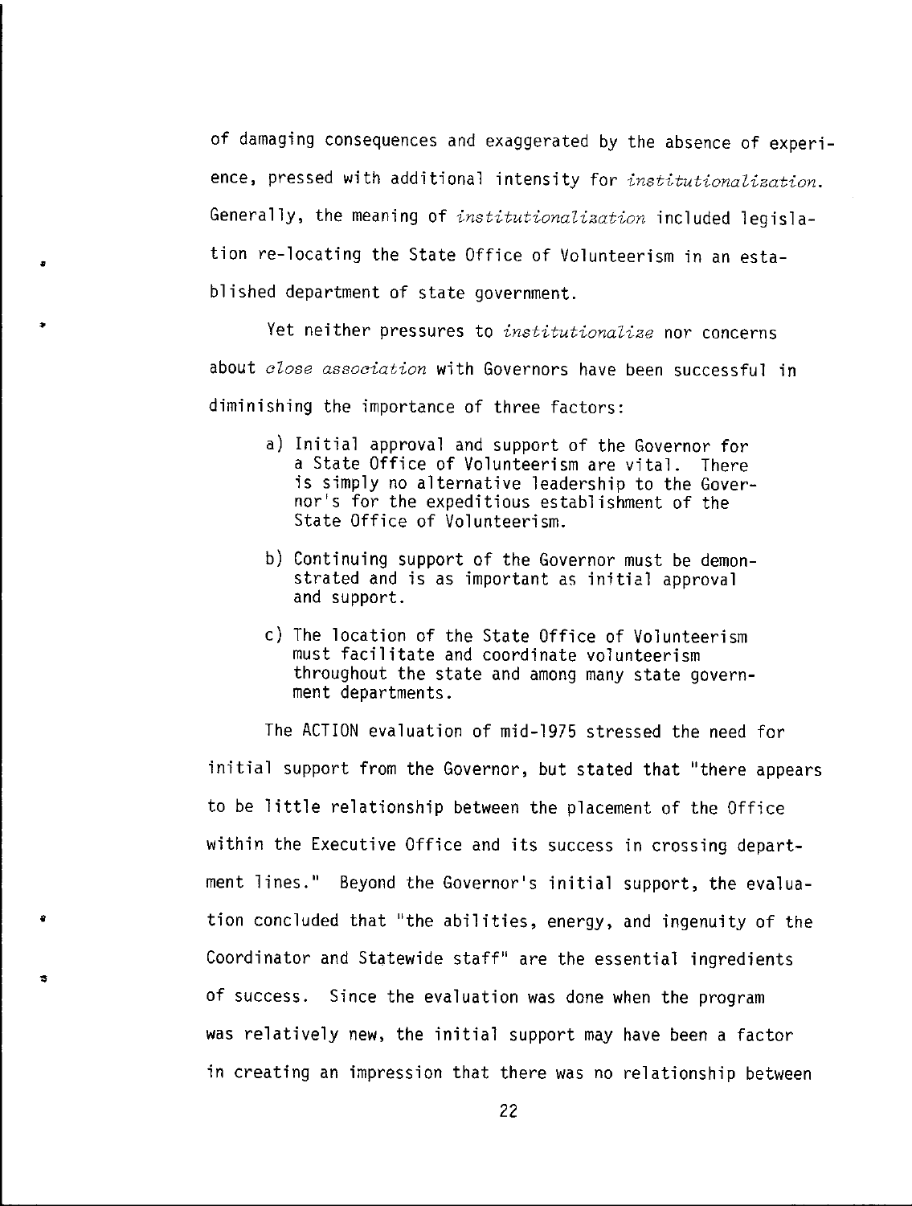of damaging consequences and exaggerated by the absence of experience, pressed with additional intensity for *institutionalization*. Generally, the meaning of *institutionalization* included legislation re-locating the State Office of Volunteerism in an established department of state government.

Yet neither pressures to *institutionalize* nor concerns about *close association* with Governors have been successful in diminishing the importance of three factors:

a) Initial approval and support of the Governor for a State Office of Volunteerism are vital. There is simply no alternative leadership to the Governor's for the expeditious establishment of the State Office of Volunteerism.

b) Continuing support of the Governor must be demonstrated and is as important as initial approval and support.

c) The location of the State Office of Volunteerism must facilitate and coordinate volunteerism throughout the state and among many state government departments.

The ACTION evaluation of mid-1975 stressed the need for initial support from the Governor, but stated that "there appears to be little relationship between the placement of the Office within the Executive Office and its success in crossing department lines." Beyond the Governor's initial support, the evaluation concluded that "the abilities, energy, and ingenuity of the Coordinator and Statewide staff" are the essential ingredients of success. Since the evaluation was done when the program was relatively new, the initial support may have been a factor in creating an impression that there was no relationship between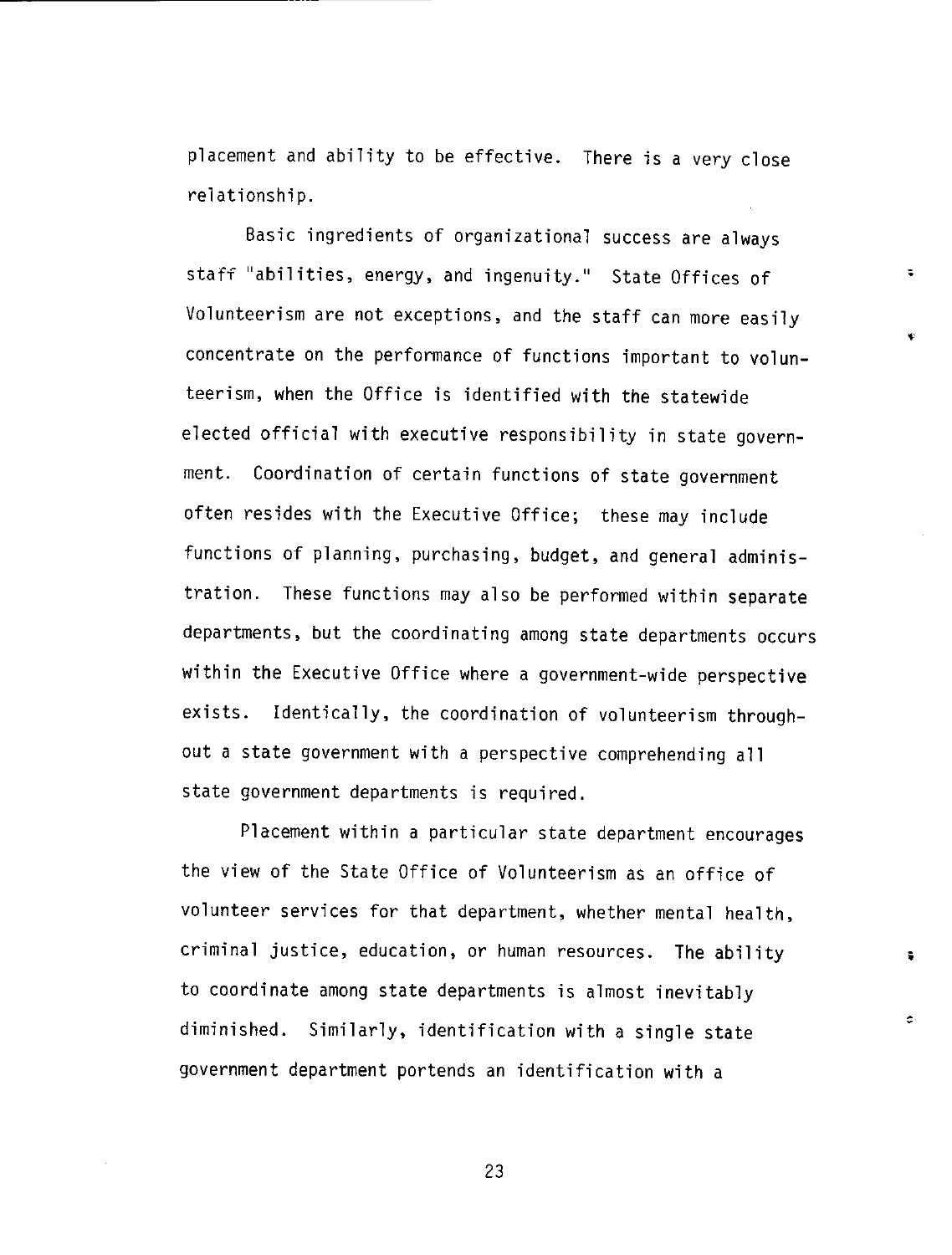placement and ability to be effective. There is a very close relationship.

Basic ingredients of organizational success are always staff "abilities, energy, and ingenuity." State Offices of Volunteerism are not exceptions, and the staff can more easily concentrate on the performance of functions important to volunteerism, when the Office is identified with the statewide elected official with executive responsibility in state government. Coordination of certain functions of state government often resides with the Executive Office; these may include functions of planning, purchasing, budget, and general administration. These functions may also be performed within separate departments, but the coordinating among state departments occurs within the Executive Office where a government-wide perspective exists. Identically, the coordination of volunteerism throughout a state government with a perspective comprehending all state government departments is required.

Placement within a particular state department encourages the view of the State Office of Volunteerism as an office of volunteer services for that department, whether mental health, criminal justice, education, or human resources. The ability to coordinate among state departments is almost inevitably diminished. Similarly, identification with a single state government department portends an identification with a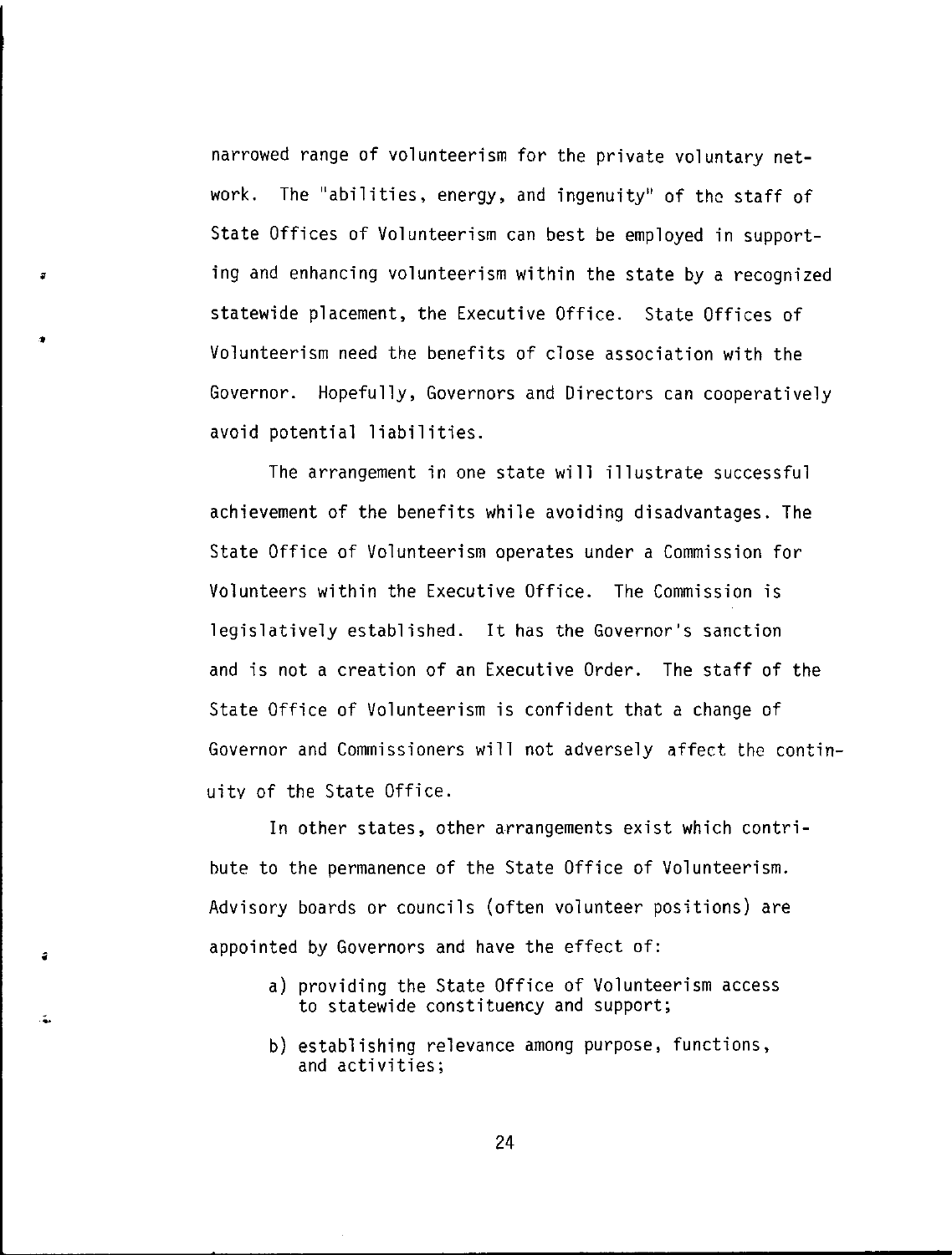narrowed range of volunteerism for the private voluntary network. The "abilities, energy, and ingenuity" of the staff of State Offices of Volunteerism can best be employed in supporting and enhancing volunteerism within the state by a recognized statewide placement, the Executive Office. State Offices of Volunteerism need the benefits of close association with the Governor. Hopefully, Governors and Directors can cooperatively avoid potential liabilities.

The arrangement in one state will illustrate successful achievement of the benefits while avoiding disadvantages. The State Office of Volunteerism operates under a Commission for Volunteers within the Executive Office. The Commission is legislatively established. It has the Governor's sanction and is not a creation of an Executive Order. The staff of the State Office of Volunteerism is confident that a change of Governor and Commissioners will not adversely affect the continuity of the State Office.

In other states, other arrangements exist which contribute to the permanence of the State Office of Volunteerism. Advisory boards or councils (often volunteer positions) are appointed by Governors and have the effect of:

a) providing the State Office of Volunteerism access to statewide constituency and support;

b) establishing relevance among purpose, functions, and activities;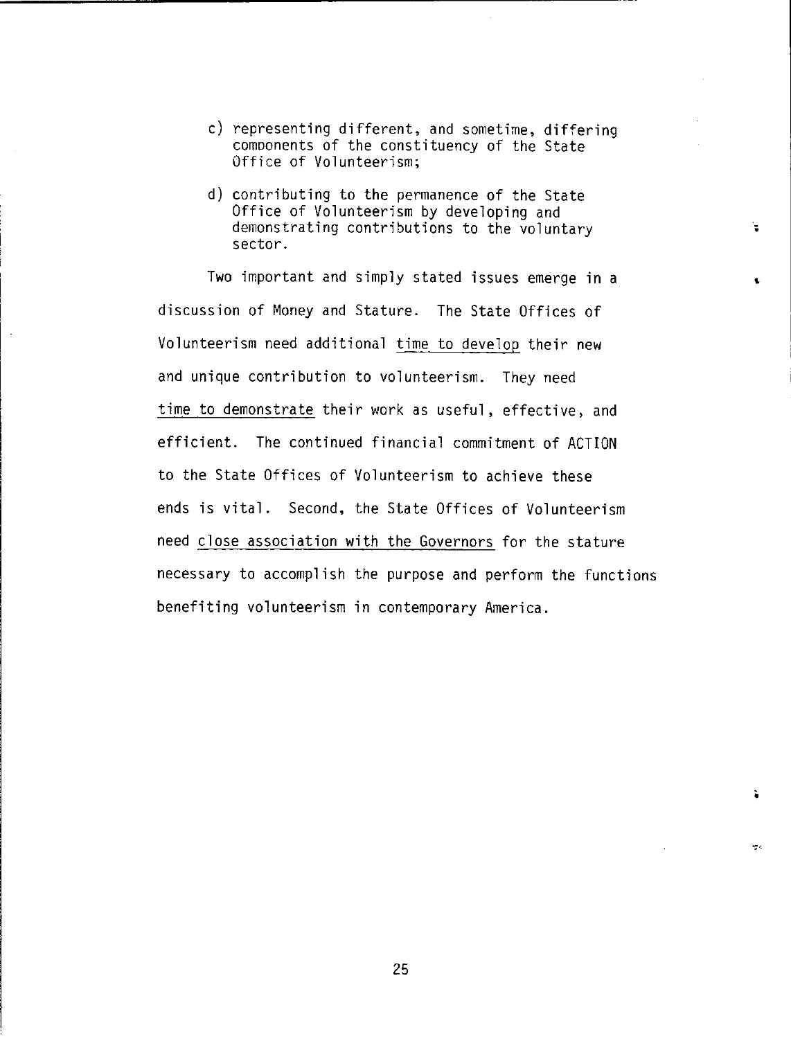c) representing different, and sometime, differing components of the constituency of the State Office of Volunteerism;

d) contributing to the permanence of the State Office of Volunteerism by developing and demonstrating contributions to the voluntary sector.

Two important and simply stated issues emerge in a discussion of Money and Stature. The State Offices of Volunteerism need additional <u>time to develop</u> their new and unique contribution to volunteerism. They need <u>time to demonstrate</u> their work as useful, effective, and efficient. The continued financial commitment of ACTION to the State Offices of Volunteerism to achieve these ends is vital. Second, the State Offices of Volunteerism need <u>close association with the Governors</u> for the stature necessary to accomplish the purpose and perform the functions benefiting volunteerism in contemporary America.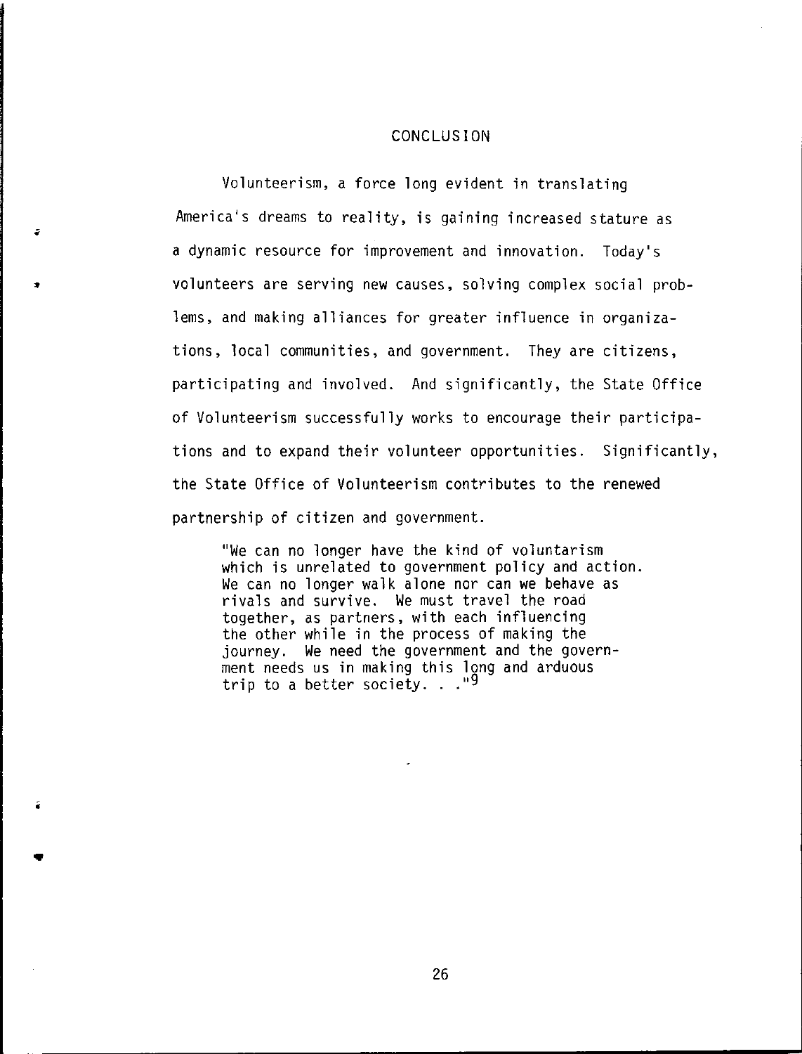## CONCLUSION

Volunteerism, a force long evident in translating America's dreams to reality, is gaining increased stature as a dynamic resource for improvement and innovation. Today's volunteers are serving new causes, solving complex social problems, and making alliances for greater influence in organizations, local communities, and government. They are citizens, participating and involved. And significantly, the State Office of Volunteerism successfully works to encourage their participations and to expand their volunteer opportunities. Significantly, the State Office of Volunteerism contributes to the renewed partnership of citizen and government.

> "We can no longer have the kind of voluntarism which is unrelated to government policy and action. We can no longer walk alone nor can we behave as rivals and survive. We must travel the road together, as partners, with each influencing the other while in the process of making the journey. We need the government and the government needs us in making this long and arduous trip to a better society. . ."[9]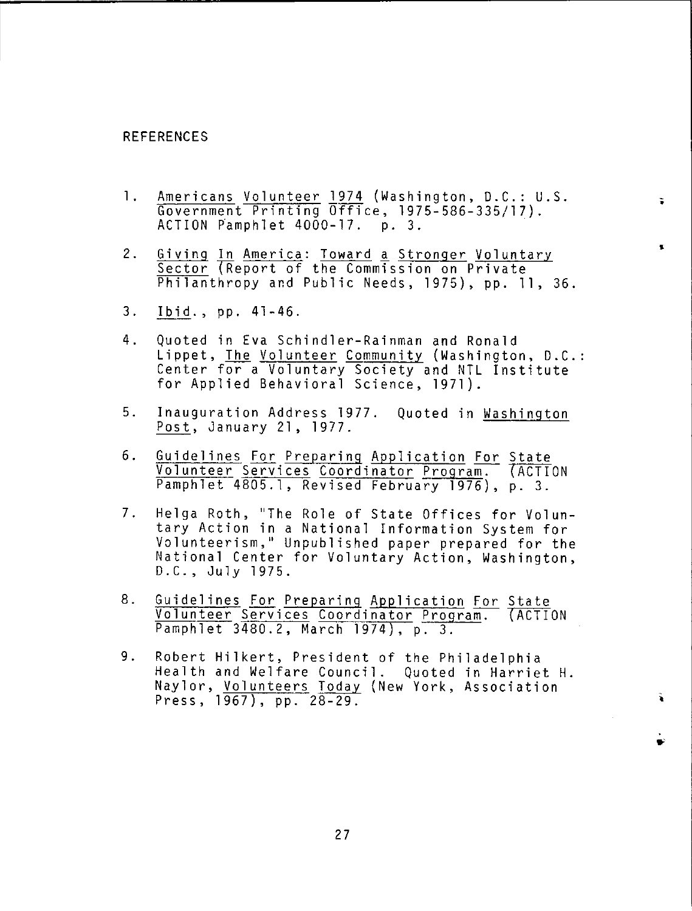REFERENCES

1. Americans Volunteer 1974 (Washington, D.C.: U.S. Government Printing Office, 1975-586-335/17). ACTION Pamphlet 4000-17. p. 3.

2. Giving In America: Toward a Stronger Voluntary Sector (Report of the Commission on Private Philanthropy and Public Needs, 1975), pp. 11, 36.

3. Ibid., pp. 41-46.

4. Quoted in Eva Schindler-Rainman and Ronald Lippet, The Volunteer Community (Washington, D.C.: Center for a Voluntary Society and NTL Institute for Applied Behavioral Science, 1971).

5. Inauguration Address 1977. Quoted in Washington Post, January 21, 1977.

6. Guidelines For Preparing Application For State Volunteer Services Coordinator Program. (ACTION Pamphlet 4805.1, Revised February 1976), p. 3.

7. Helga Roth, "The Role of State Offices for Voluntary Action in a National Information System for Volunteerism," Unpublished paper prepared for the National Center for Voluntary Action, Washington, D.C., July 1975.

8. Guidelines For Preparing Application For State Volunteer Services Coordinator Program. (ACTION Pamphlet 3480.2, March 1974), p. 3.

9. Robert Hilkert, President of the Philadelphia Health and Welfare Council. Quoted in Harriet H. Naylor, Volunteers Today (New York, Association Press, 1967), pp. 28-29.